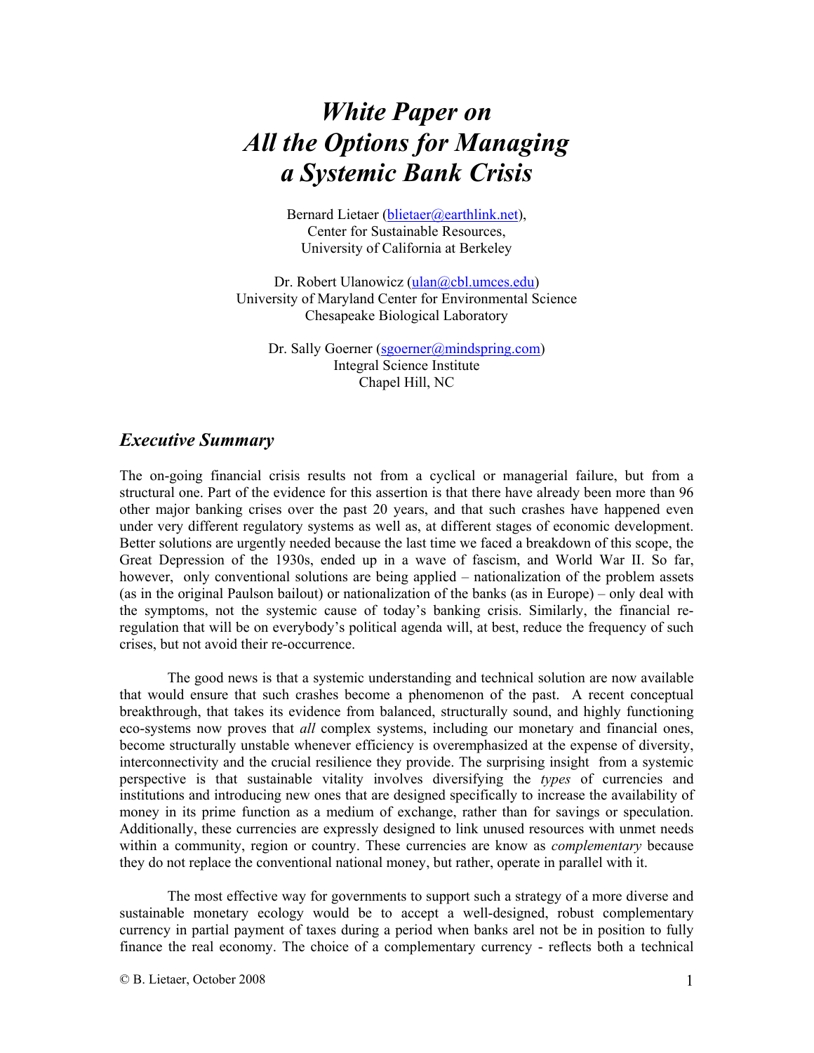# *White Paper on All the Options for Managing a Systemic Bank Crisis*

Bernard Lietaer (blietaer@earthlink.net),
Center for Sustainable Resources,
University of California at Berkeley

Dr. Robert Ulanowicz (ulan@cbl.umces.edu)
University of Maryland Center for Environmental Science
Chesapeake Biological Laboratory

Dr. Sally Goerner (sgoerner@mindspring.com)
Integral Science Institute
Chapel Hill, NC

## *Executive Summary*

The on-going financial crisis results not from a cyclical or managerial failure, but from a structural one. Part of the evidence for this assertion is that there have already been more than 96 other major banking crises over the past 20 years, and that such crashes have happened even under very different regulatory systems as well as, at different stages of economic development. Better solutions are urgently needed because the last time we faced a breakdown of this scope, the Great Depression of the 1930s, ended up in a wave of fascism, and World War II. So far, however, only conventional solutions are being applied – nationalization of the problem assets (as in the original Paulson bailout) or nationalization of the banks (as in Europe) – only deal with the symptoms, not the systemic cause of today's banking crisis. Similarly, the financial re-regulation that will be on everybody's political agenda will, at best, reduce the frequency of such crises, but not avoid their re-occurrence.

The good news is that a systemic understanding and technical solution are now available that would ensure that such crashes become a phenomenon of the past. A recent conceptual breakthrough, that takes its evidence from balanced, structurally sound, and highly functioning eco-systems now proves that *all* complex systems, including our monetary and financial ones, become structurally unstable whenever efficiency is overemphasized at the expense of diversity, interconnectivity and the crucial resilience they provide. The surprising insight from a systemic perspective is that sustainable vitality involves diversifying the *types* of currencies and institutions and introducing new ones that are designed specifically to increase the availability of money in its prime function as a medium of exchange, rather than for savings or speculation. Additionally, these currencies are expressly designed to link unused resources with unmet needs within a community, region or country. These currencies are know as *complementary* because they do not replace the conventional national money, but rather, operate in parallel with it.

The most effective way for governments to support such a strategy of a more diverse and sustainable monetary ecology would be to accept a well-designed, robust complementary currency in partial payment of taxes during a period when banks arel not be in position to fully finance the real economy. The choice of a complementary currency - reflects both a technical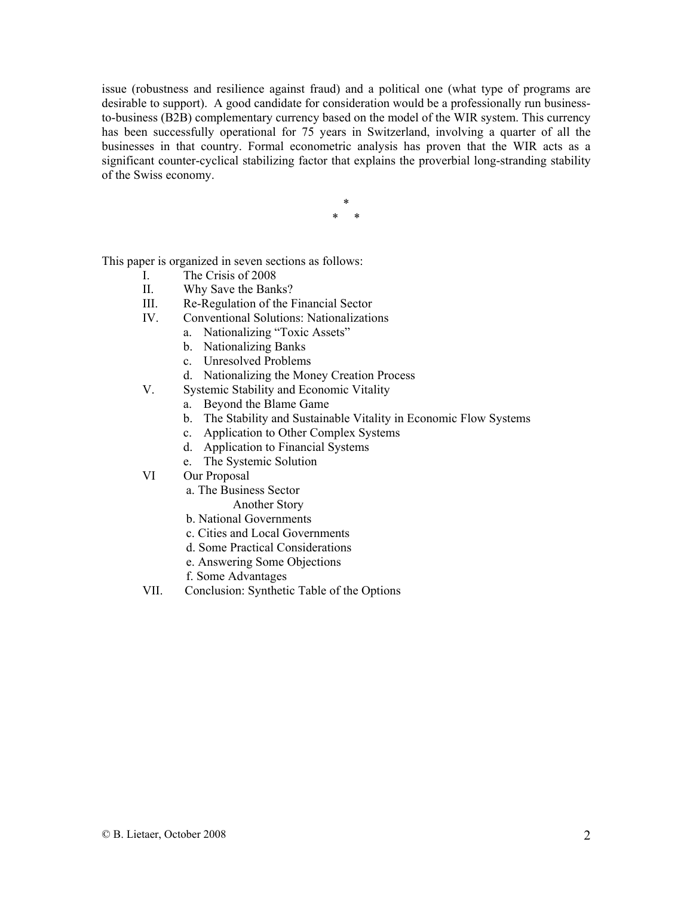issue (robustness and resilience against fraud) and a political one (what type of programs are desirable to support). A good candidate for consideration would be a professionally run business-to-business (B2B) complementary currency based on the model of the WIR system. This currency has been successfully operational for 75 years in Switzerland, involving a quarter of all the businesses in that country. Formal econometric analysis has proven that the WIR acts as a significant counter-cyclical stabilizing factor that explains the proverbial long-stranding stability of the Swiss economy.

\*
\*     \*

This paper is organized in seven sections as follows:

- I. The Crisis of 2008
- II. Why Save the Banks?
- III. Re-Regulation of the Financial Sector
- IV. Conventional Solutions: Nationalizations
  - a. Nationalizing "Toxic Assets"
  - b. Nationalizing Banks
  - c. Unresolved Problems
  - d. Nationalizing the Money Creation Process
- V. Systemic Stability and Economic Vitality
  - a. Beyond the Blame Game
  - b. The Stability and Sustainable Vitality in Economic Flow Systems
  - c. Application to Other Complex Systems
  - d. Application to Financial Systems
  - e. The Systemic Solution
- VI Our Proposal
  - a. The Business Sector
    - Another Story
  - b. National Governments
  - c. Cities and Local Governments
  - d. Some Practical Considerations
  - e. Answering Some Objections
  - f. Some Advantages
- VII. Conclusion: Synthetic Table of the Options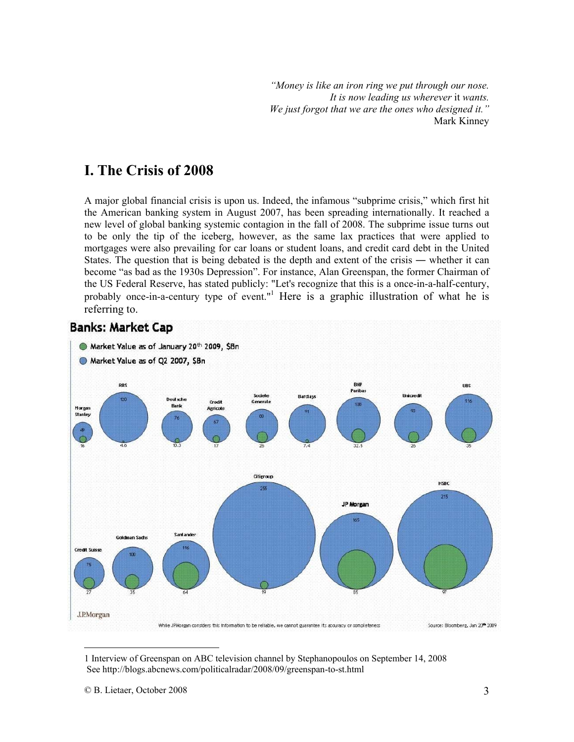> *"Money is like an iron ring we put through our nose.*
> *It is now leading us wherever* it *wants.*
> *We just forgot that we are the ones who designed it."*
> Mark Kinney

# I. The Crisis of 2008

A major global financial crisis is upon us. Indeed, the infamous "subprime crisis," which first hit the American banking system in August 2007, has been spreading internationally. It reached a new level of global banking systemic contagion in the fall of 2008. The subprime issue turns out to be only the tip of the iceberg, however, as the same lax practices that were applied to mortgages were also prevailing for car loans or student loans, and credit card debt in the United States. The question that is being debated is the depth and extent of the crisis — whether it can become "as bad as the 1930s Depression". For instance, Alan Greenspan, the former Chairman of the US Federal Reserve, has stated publicly: "Let's recognize that this is a once-in-a-half-century, probably once-in-a-century type of event."[1] Here is a graphic illustration of what he is referring to.

**Banks: Market Cap**

| Bank | Market Value as of Q2 2007, $Bn | Market Value as of January 20th 2009, $Bn |
|---|---|---|
| Morgan Stanley | 49 | 16 |
| RBS | 120 | 4.6 |
| Deutsche Bank | 76 | 10.3 |
| Credit Agricole | 67 | 17 |
| Societe Generale | 80 | 26 |
| Barclays | 91 | 7.4 |
| BNP Paribas | 108 | 32.5 |
| Unicredit | 93 | 26 |
| UBS | 116 | 35 |
| Credit Suisse | 75 | 27 |
| Goldman Sachs | 100 | 35 |
| Santander | 116 | 64 |
| Citigroup | 255 | 19 |
| JP Morgan | 165 | 85 |
| HSBC | 215 | 97 |

J.P.Morgan — While JPMorgan considers this information to be reliable, we cannot guarantee its accuracy or completeness. Source: Bloomberg, Jan 20th 2009

---

1 Interview of Greenspan on ABC television channel by Stephanopoulos on September 14, 2008 See http://blogs.abcnews.com/politicalradar/2008/09/greenspan-to-st.html

© B. Lietaer, October 2008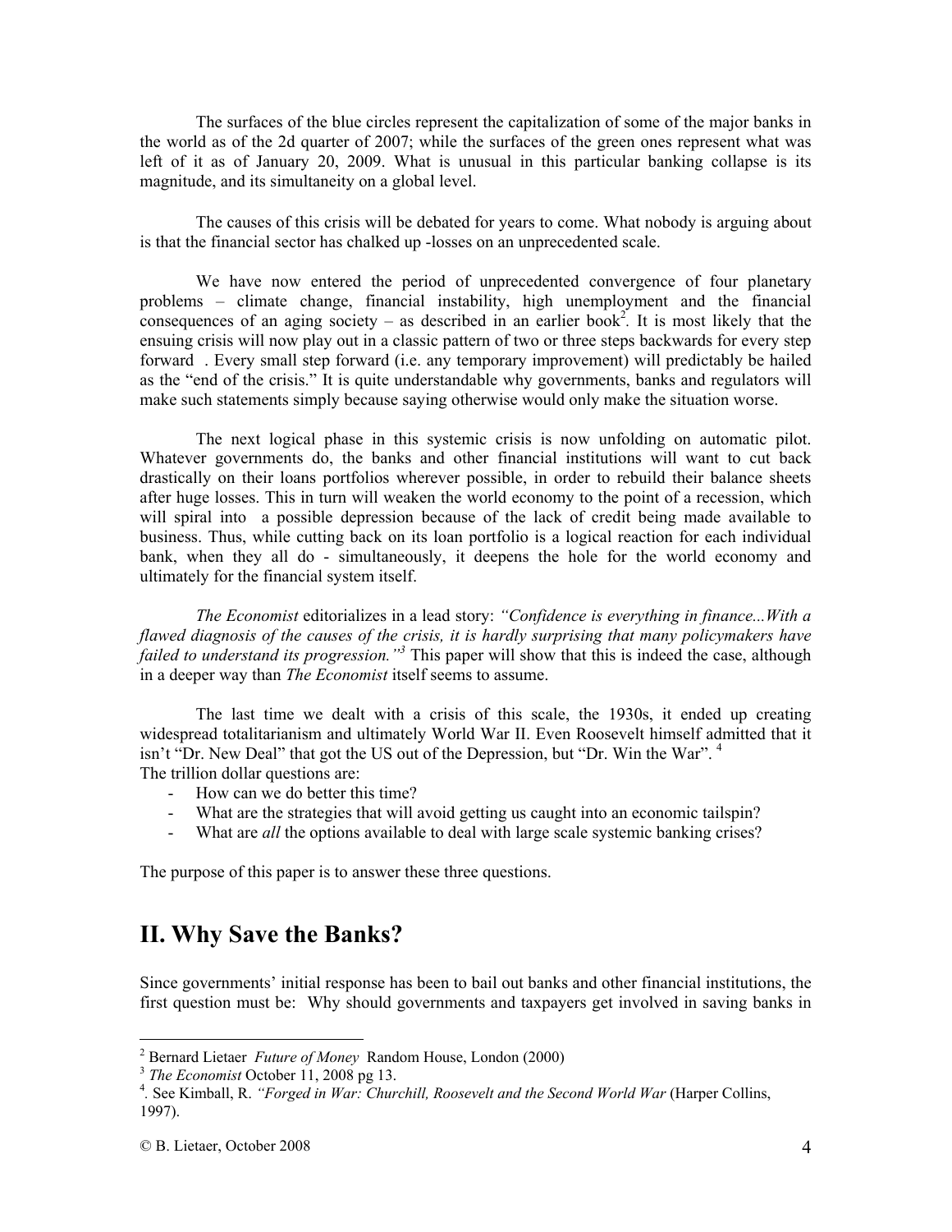The surfaces of the blue circles represent the capitalization of some of the major banks in the world as of the 2d quarter of 2007; while the surfaces of the green ones represent what was left of it as of January 20, 2009. What is unusual in this particular banking collapse is its magnitude, and its simultaneity on a global level.

The causes of this crisis will be debated for years to come. What nobody is arguing about is that the financial sector has chalked up -losses on an unprecedented scale.

We have now entered the period of unprecedented convergence of four planetary problems – climate change, financial instability, high unemployment and the financial consequences of an aging society – as described in an earlier book[2]. It is most likely that the ensuing crisis will now play out in a classic pattern of two or three steps backwards for every step forward . Every small step forward (i.e. any temporary improvement) will predictably be hailed as the "end of the crisis." It is quite understandable why governments, banks and regulators will make such statements simply because saying otherwise would only make the situation worse.

The next logical phase in this systemic crisis is now unfolding on automatic pilot. Whatever governments do, the banks and other financial institutions will want to cut back drastically on their loans portfolios wherever possible, in order to rebuild their balance sheets after huge losses. This in turn will weaken the world economy to the point of a recession, which will spiral into a possible depression because of the lack of credit being made available to business. Thus, while cutting back on its loan portfolio is a logical reaction for each individual bank, when they all do - simultaneously, it deepens the hole for the world economy and ultimately for the financial system itself.

*The Economist* editorializes in a lead story: *"Confidence is everything in finance...With a flawed diagnosis of the causes of the crisis, it is hardly surprising that many policymakers have failed to understand its progression."*[3] This paper will show that this is indeed the case, although in a deeper way than *The Economist* itself seems to assume.

The last time we dealt with a crisis of this scale, the 1930s, it ended up creating widespread totalitarianism and ultimately World War II. Even Roosevelt himself admitted that it isn't "Dr. New Deal" that got the US out of the Depression, but "Dr. Win the War".[4]
The trillion dollar questions are:

- How can we do better this time?
- What are the strategies that will avoid getting us caught into an economic tailspin?
- What are *all* the options available to deal with large scale systemic banking crises?

The purpose of this paper is to answer these three questions.

## II. Why Save the Banks?

Since governments' initial response has been to bail out banks and other financial institutions, the first question must be: Why should governments and taxpayers get involved in saving banks in

---

[2] Bernard Lietaer *Future of Money* Random House, London (2000)

[3] *The Economist* October 11, 2008 pg 13.

[4]. See Kimball, R. *"Forged in War: Churchill, Roosevelt and the Second World War* (Harper Collins, 1997).

© B. Lietaer, October 2008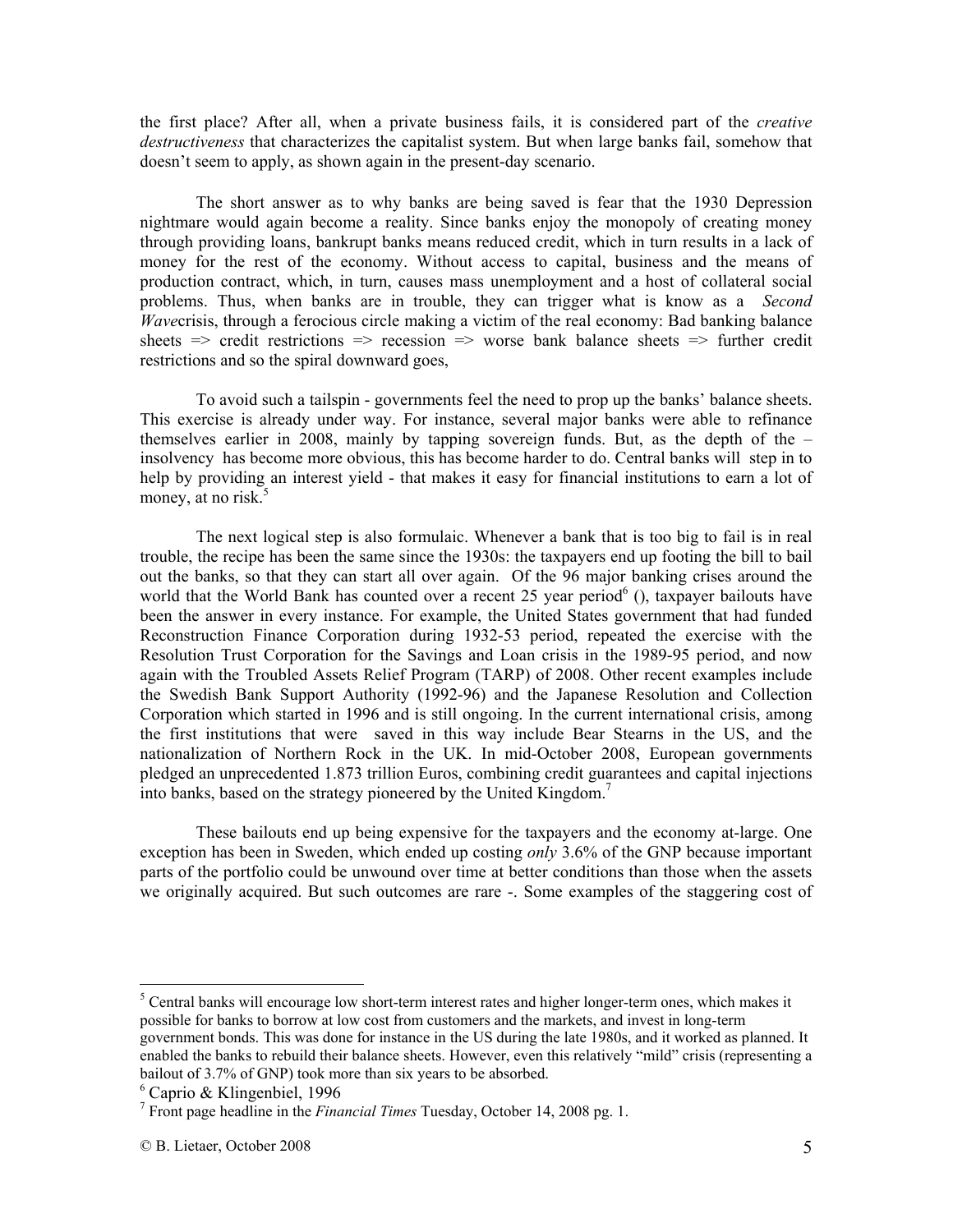the first place? After all, when a private business fails, it is considered part of the *creative destructiveness* that characterizes the capitalist system. But when large banks fail, somehow that doesn't seem to apply, as shown again in the present-day scenario.

The short answer as to why banks are being saved is fear that the 1930 Depression nightmare would again become a reality. Since banks enjoy the monopoly of creating money through providing loans, bankrupt banks means reduced credit, which in turn results in a lack of money for the rest of the economy. Without access to capital, business and the means of production contract, which, in turn, causes mass unemployment and a host of collateral social problems. Thus, when banks are in trouble, they can trigger what is know as a *Second Wave*crisis, through a ferocious circle making a victim of the real economy: Bad banking balance sheets => credit restrictions => recession => worse bank balance sheets => further credit restrictions and so the spiral downward goes,

To avoid such a tailspin - governments feel the need to prop up the banks' balance sheets. This exercise is already under way. For instance, several major banks were able to refinance themselves earlier in 2008, mainly by tapping sovereign funds. But, as the depth of the – insolvency has become more obvious, this has become harder to do. Central banks will step in to help by providing an interest yield - that makes it easy for financial institutions to earn a lot of money, at no risk.[5]

The next logical step is also formulaic. Whenever a bank that is too big to fail is in real trouble, the recipe has been the same since the 1930s: the taxpayers end up footing the bill to bail out the banks, so that they can start all over again. Of the 96 major banking crises around the world that the World Bank has counted over a recent 25 year period[6] (), taxpayer bailouts have been the answer in every instance. For example, the United States government that had funded Reconstruction Finance Corporation during 1932-53 period, repeated the exercise with the Resolution Trust Corporation for the Savings and Loan crisis in the 1989-95 period, and now again with the Troubled Assets Relief Program (TARP) of 2008. Other recent examples include the Swedish Bank Support Authority (1992-96) and the Japanese Resolution and Collection Corporation which started in 1996 and is still ongoing. In the current international crisis, among the first institutions that were saved in this way include Bear Stearns in the US, and the nationalization of Northern Rock in the UK. In mid-October 2008, European governments pledged an unprecedented 1.873 trillion Euros, combining credit guarantees and capital injections into banks, based on the strategy pioneered by the United Kingdom.[7]

These bailouts end up being expensive for the taxpayers and the economy at-large. One exception has been in Sweden, which ended up costing *only* 3.6% of the GNP because important parts of the portfolio could be unwound over time at better conditions than those when the assets we originally acquired. But such outcomes are rare -. Some examples of the staggering cost of

---

[5] Central banks will encourage low short-term interest rates and higher longer-term ones, which makes it possible for banks to borrow at low cost from customers and the markets, and invest in long-term government bonds. This was done for instance in the US during the late 1980s, and it worked as planned. It enabled the banks to rebuild their balance sheets. However, even this relatively "mild" crisis (representing a bailout of 3.7% of GNP) took more than six years to be absorbed.

[6] Caprio & Klingenbiel, 1996

[7] Front page headline in the *Financial Times* Tuesday, October 14, 2008 pg. 1.

© B. Lietaer, October 2008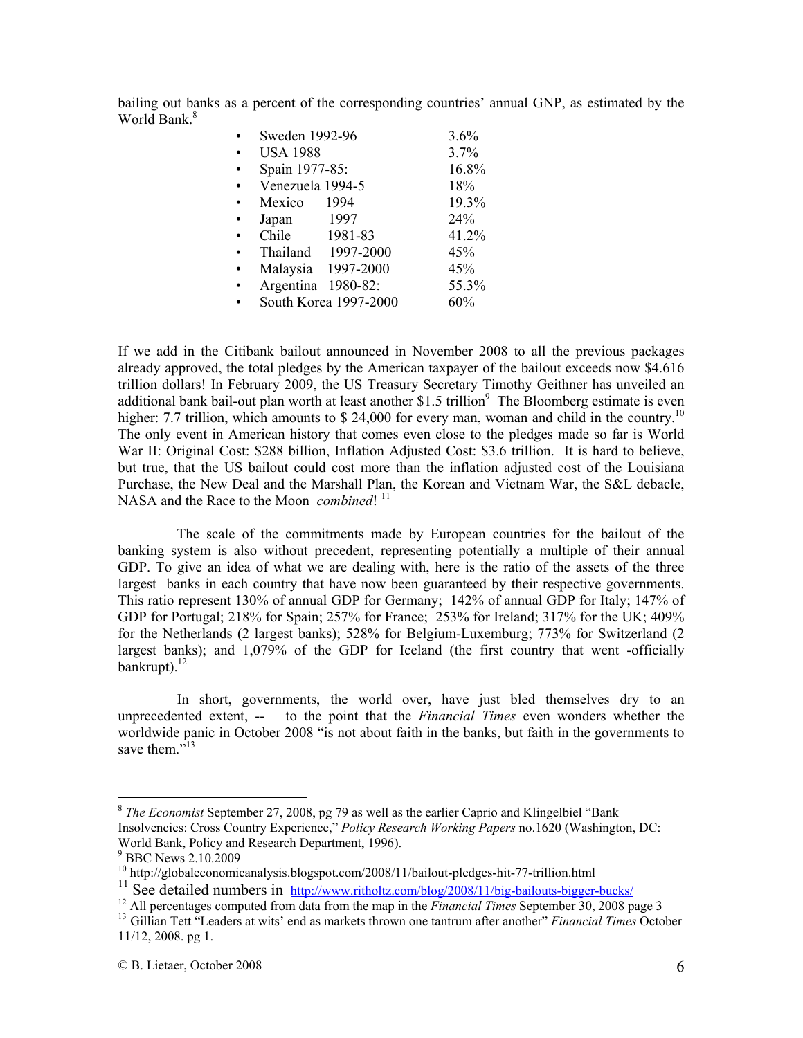bailing out banks as a percent of the corresponding countries' annual GNP, as estimated by the World Bank.[8]

- Sweden 1992-96 3.6%
- USA 1988 3.7%
- Spain 1977-85: 16.8%
- Venezuela 1994-5 18%
- Mexico 1994 19.3%
- Japan 1997 24%
- Chile 1981-83 41.2%
- Thailand 1997-2000 45%
- Malaysia 1997-2000 45%
- Argentina 1980-82: 55.3%
- South Korea 1997-2000 60%

If we add in the Citibank bailout announced in November 2008 to all the previous packages already approved, the total pledges by the American taxpayer of the bailout exceeds now $4.616 trillion dollars! In February 2009, the US Treasury Secretary Timothy Geithner has unveiled an additional bank bail-out plan worth at least another $1.5 trillion[9] The Bloomberg estimate is even higher: 7.7 trillion, which amounts to $ 24,000 for every man, woman and child in the country.[10] The only event in American history that comes even close to the pledges made so far is World War II: Original Cost: $288 billion, Inflation Adjusted Cost: $3.6 trillion. It is hard to believe, but true, that the US bailout could cost more than the inflation adjusted cost of the Louisiana Purchase, the New Deal and the Marshall Plan, the Korean and Vietnam War, the S&L debacle, NASA and the Race to the Moon *combined*! [11]

The scale of the commitments made by European countries for the bailout of the banking system is also without precedent, representing potentially a multiple of their annual GDP. To give an idea of what we are dealing with, here is the ratio of the assets of the three largest banks in each country that have now been guaranteed by their respective governments. This ratio represent 130% of annual GDP for Germany; 142% of annual GDP for Italy; 147% of GDP for Portugal; 218% for Spain; 257% for France; 253% for Ireland; 317% for the UK; 409% for the Netherlands (2 largest banks); 528% for Belgium-Luxemburg; 773% for Switzerland (2 largest banks); and 1,079% of the GDP for Iceland (the first country that went -officially bankrupt).[12]

In short, governments, the world over, have just bled themselves dry to an unprecedented extent, -- to the point that the *Financial Times* even wonders whether the worldwide panic in October 2008 "is not about faith in the banks, but faith in the governments to save them."[13]

---

[8] *The Economist* September 27, 2008, pg 79 as well as the earlier Caprio and Klingelbiel "Bank Insolvencies: Cross Country Experience," *Policy Research Working Papers* no.1620 (Washington, DC: World Bank, Policy and Research Department, 1996).

[9] BBC News 2.10.2009

[10] http://globaleconomicanalysis.blogspot.com/2008/11/bailout-pledges-hit-77-trillion.html

[11] See detailed numbers in http://www.ritholtz.com/blog/2008/11/big-bailouts-bigger-bucks/

[12] All percentages computed from data from the map in the *Financial Times* September 30, 2008 page 3

[13] Gillian Tett "Leaders at wits' end as markets thrown one tantrum after another" *Financial Times* October 11/12, 2008. pg 1.

© B. Lietaer, October 2008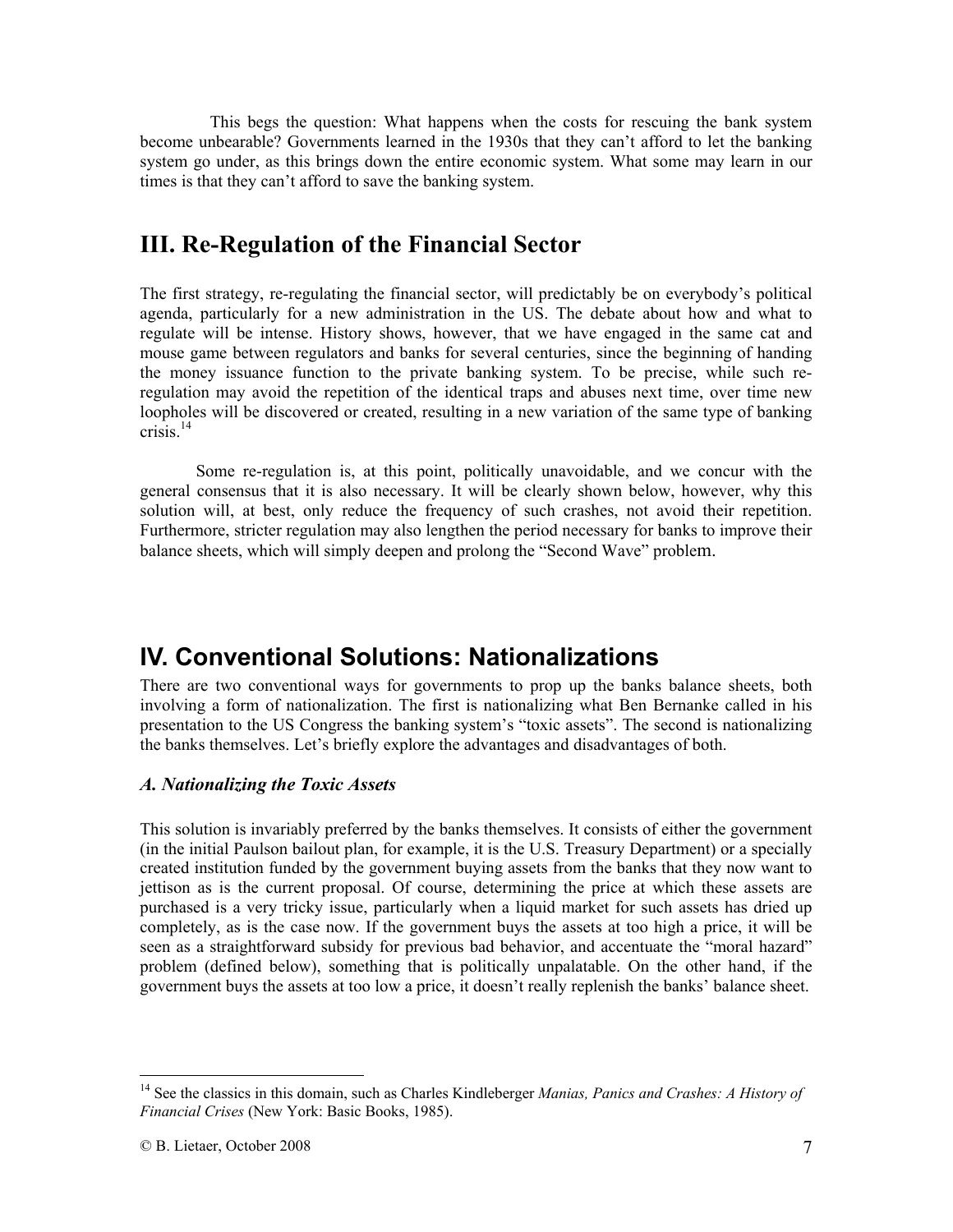This begs the question: What happens when the costs for rescuing the bank system become unbearable? Governments learned in the 1930s that they can't afford to let the banking system go under, as this brings down the entire economic system. What some may learn in our times is that they can't afford to save the banking system.

## III. Re-Regulation of the Financial Sector

The first strategy, re-regulating the financial sector, will predictably be on everybody's political agenda, particularly for a new administration in the US. The debate about how and what to regulate will be intense. History shows, however, that we have engaged in the same cat and mouse game between regulators and banks for several centuries, since the beginning of handing the money issuance function to the private banking system. To be precise, while such re-regulation may avoid the repetition of the identical traps and abuses next time, over time new loopholes will be discovered or created, resulting in a new variation of the same type of banking crisis.[14]

Some re-regulation is, at this point, politically unavoidable, and we concur with the general consensus that it is also necessary. It will be clearly shown below, however, why this solution will, at best, only reduce the frequency of such crashes, not avoid their repetition. Furthermore, stricter regulation may also lengthen the period necessary for banks to improve their balance sheets, which will simply deepen and prolong the "Second Wave" problem.

## IV. Conventional Solutions: Nationalizations

There are two conventional ways for governments to prop up the banks balance sheets, both involving a form of nationalization. The first is nationalizing what Ben Bernanke called in his presentation to the US Congress the banking system's "toxic assets". The second is nationalizing the banks themselves. Let's briefly explore the advantages and disadvantages of both.

### *A. Nationalizing the Toxic Assets*

This solution is invariably preferred by the banks themselves. It consists of either the government (in the initial Paulson bailout plan, for example, it is the U.S. Treasury Department) or a specially created institution funded by the government buying assets from the banks that they now want to jettison as is the current proposal. Of course, determining the price at which these assets are purchased is a very tricky issue, particularly when a liquid market for such assets has dried up completely, as is the case now. If the government buys the assets at too high a price, it will be seen as a straightforward subsidy for previous bad behavior, and accentuate the "moral hazard" problem (defined below), something that is politically unpalatable. On the other hand, if the government buys the assets at too low a price, it doesn't really replenish the banks' balance sheet.

---

[14] See the classics in this domain, such as Charles Kindleberger *Manias, Panics and Crashes: A History of Financial Crises* (New York: Basic Books, 1985).

© B. Lietaer, October 2008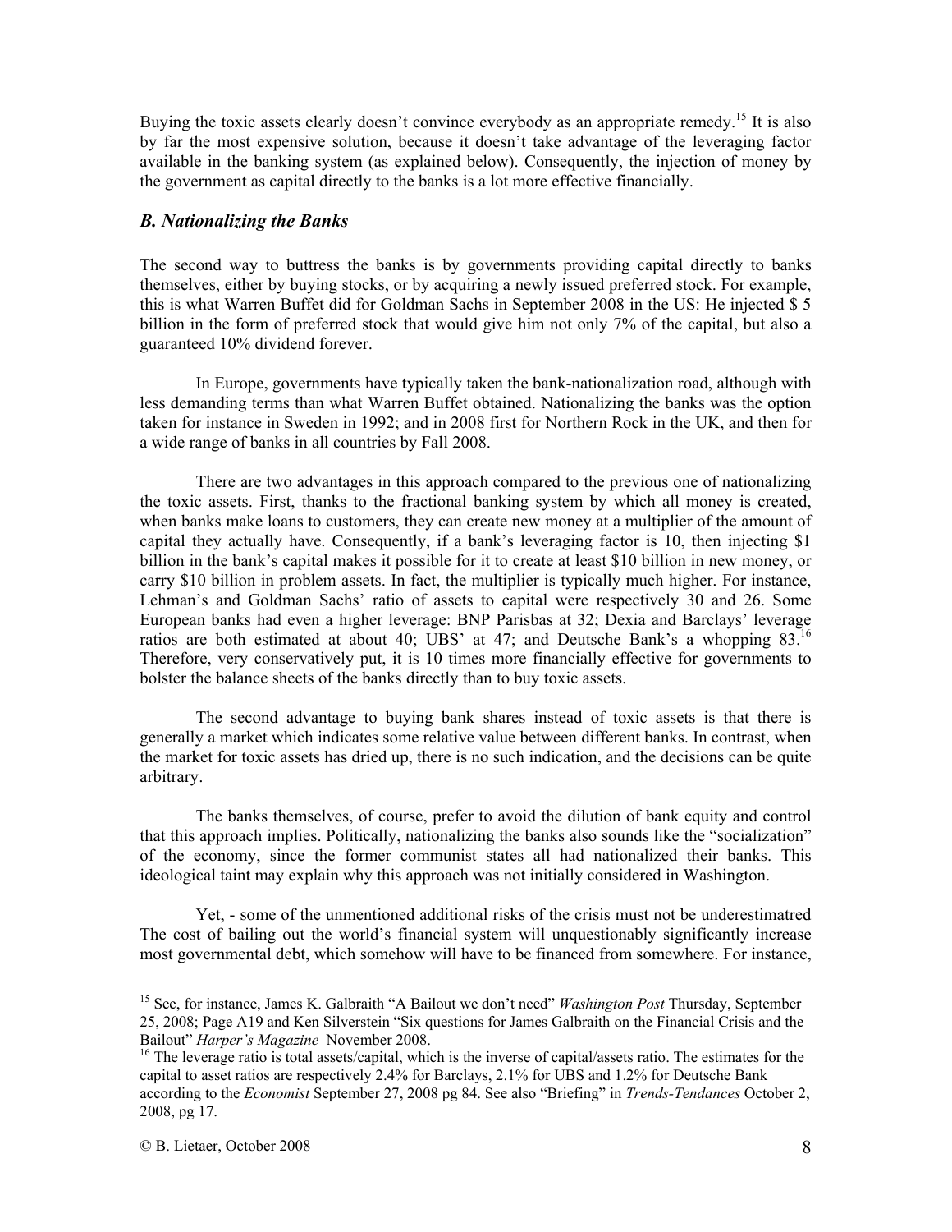Buying the toxic assets clearly doesn't convince everybody as an appropriate remedy.[15] It is also by far the most expensive solution, because it doesn't take advantage of the leveraging factor available in the banking system (as explained below). Consequently, the injection of money by the government as capital directly to the banks is a lot more effective financially.

### *B. Nationalizing the Banks*

The second way to buttress the banks is by governments providing capital directly to banks themselves, either by buying stocks, or by acquiring a newly issued preferred stock. For example, this is what Warren Buffet did for Goldman Sachs in September 2008 in the US: He injected $ 5 billion in the form of preferred stock that would give him not only 7% of the capital, but also a guaranteed 10% dividend forever.

In Europe, governments have typically taken the bank-nationalization road, although with less demanding terms than what Warren Buffet obtained. Nationalizing the banks was the option taken for instance in Sweden in 1992; and in 2008 first for Northern Rock in the UK, and then for a wide range of banks in all countries by Fall 2008.

There are two advantages in this approach compared to the previous one of nationalizing the toxic assets. First, thanks to the fractional banking system by which all money is created, when banks make loans to customers, they can create new money at a multiplier of the amount of capital they actually have. Consequently, if a bank's leveraging factor is 10, then injecting $1 billion in the bank's capital makes it possible for it to create at least $10 billion in new money, or carry $10 billion in problem assets. In fact, the multiplier is typically much higher. For instance, Lehman's and Goldman Sachs' ratio of assets to capital were respectively 30 and 26. Some European banks had even a higher leverage: BNP Parisbas at 32; Dexia and Barclays' leverage ratios are both estimated at about 40; UBS' at 47; and Deutsche Bank's a whopping 83.[16] Therefore, very conservatively put, it is 10 times more financially effective for governments to bolster the balance sheets of the banks directly than to buy toxic assets.

The second advantage to buying bank shares instead of toxic assets is that there is generally a market which indicates some relative value between different banks. In contrast, when the market for toxic assets has dried up, there is no such indication, and the decisions can be quite arbitrary.

The banks themselves, of course, prefer to avoid the dilution of bank equity and control that this approach implies. Politically, nationalizing the banks also sounds like the "socialization" of the economy, since the former communist states all had nationalized their banks. This ideological taint may explain why this approach was not initially considered in Washington.

Yet, - some of the unmentioned additional risks of the crisis must not be underestimatred The cost of bailing out the world's financial system will unquestionably significantly increase most governmental debt, which somehow will have to be financed from somewhere. For instance,

---

[15] See, for instance, James K. Galbraith "A Bailout we don't need" *Washington Post* Thursday, September 25, 2008; Page A19 and Ken Silverstein "Six questions for James Galbraith on the Financial Crisis and the Bailout" *Harper's Magazine* November 2008.

[16] The leverage ratio is total assets/capital, which is the inverse of capital/assets ratio. The estimates for the capital to asset ratios are respectively 2.4% for Barclays, 2.1% for UBS and 1.2% for Deutsche Bank according to the *Economist* September 27, 2008 pg 84. See also "Briefing" in *Trends-Tendances* October 2, 2008, pg 17.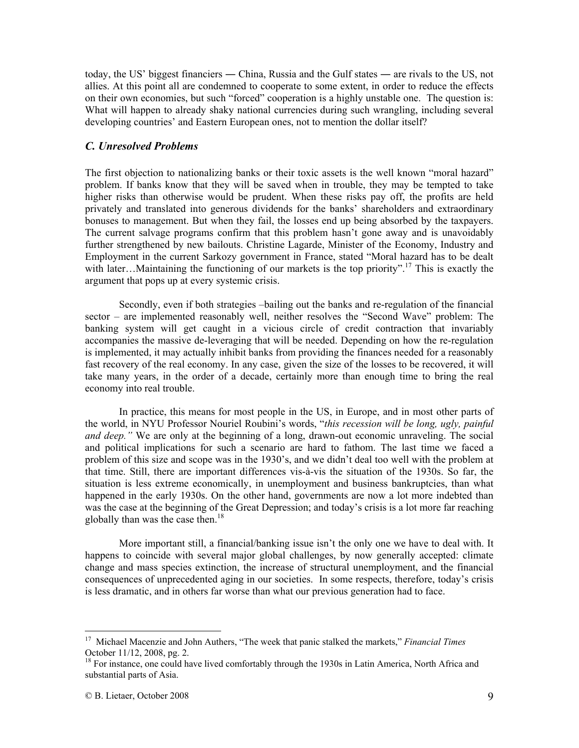today, the US' biggest financiers ― China, Russia and the Gulf states ― are rivals to the US, not allies. At this point all are condemned to cooperate to some extent, in order to reduce the effects on their own economies, but such "forced" cooperation is a highly unstable one. The question is: What will happen to already shaky national currencies during such wrangling, including several developing countries' and Eastern European ones, not to mention the dollar itself?

### *C. Unresolved Problems*

The first objection to nationalizing banks or their toxic assets is the well known "moral hazard" problem. If banks know that they will be saved when in trouble, they may be tempted to take higher risks than otherwise would be prudent. When these risks pay off, the profits are held privately and translated into generous dividends for the banks' shareholders and extraordinary bonuses to management. But when they fail, the losses end up being absorbed by the taxpayers. The current salvage programs confirm that this problem hasn't gone away and is unavoidably further strengthened by new bailouts. Christine Lagarde, Minister of the Economy, Industry and Employment in the current Sarkozy government in France, stated "Moral hazard has to be dealt with later…Maintaining the functioning of our markets is the top priority".[17] This is exactly the argument that pops up at every systemic crisis.

Secondly, even if both strategies –bailing out the banks and re-regulation of the financial sector – are implemented reasonably well, neither resolves the "Second Wave" problem: The banking system will get caught in a vicious circle of credit contraction that invariably accompanies the massive de-leveraging that will be needed. Depending on how the re-regulation is implemented, it may actually inhibit banks from providing the finances needed for a reasonably fast recovery of the real economy. In any case, given the size of the losses to be recovered, it will take many years, in the order of a decade, certainly more than enough time to bring the real economy into real trouble.

In practice, this means for most people in the US, in Europe, and in most other parts of the world, in NYU Professor Nouriel Roubini's words, "*this recession will be long, ugly, painful and deep."* We are only at the beginning of a long, drawn-out economic unraveling. The social and political implications for such a scenario are hard to fathom. The last time we faced a problem of this size and scope was in the 1930's, and we didn't deal too well with the problem at that time. Still, there are important differences vis-à-vis the situation of the 1930s. So far, the situation is less extreme economically, in unemployment and business bankruptcies, than what happened in the early 1930s. On the other hand, governments are now a lot more indebted than was the case at the beginning of the Great Depression; and today's crisis is a lot more far reaching globally than was the case then.[18]

More important still, a financial/banking issue isn't the only one we have to deal with. It happens to coincide with several major global challenges, by now generally accepted: climate change and mass species extinction, the increase of structural unemployment, and the financial consequences of unprecedented aging in our societies. In some respects, therefore, today's crisis is less dramatic, and in others far worse than what our previous generation had to face.

---

[17] Michael Macenzie and John Authers, "The week that panic stalked the markets," *Financial Times* October 11/12, 2008, pg. 2.

[18] For instance, one could have lived comfortably through the 1930s in Latin America, North Africa and substantial parts of Asia.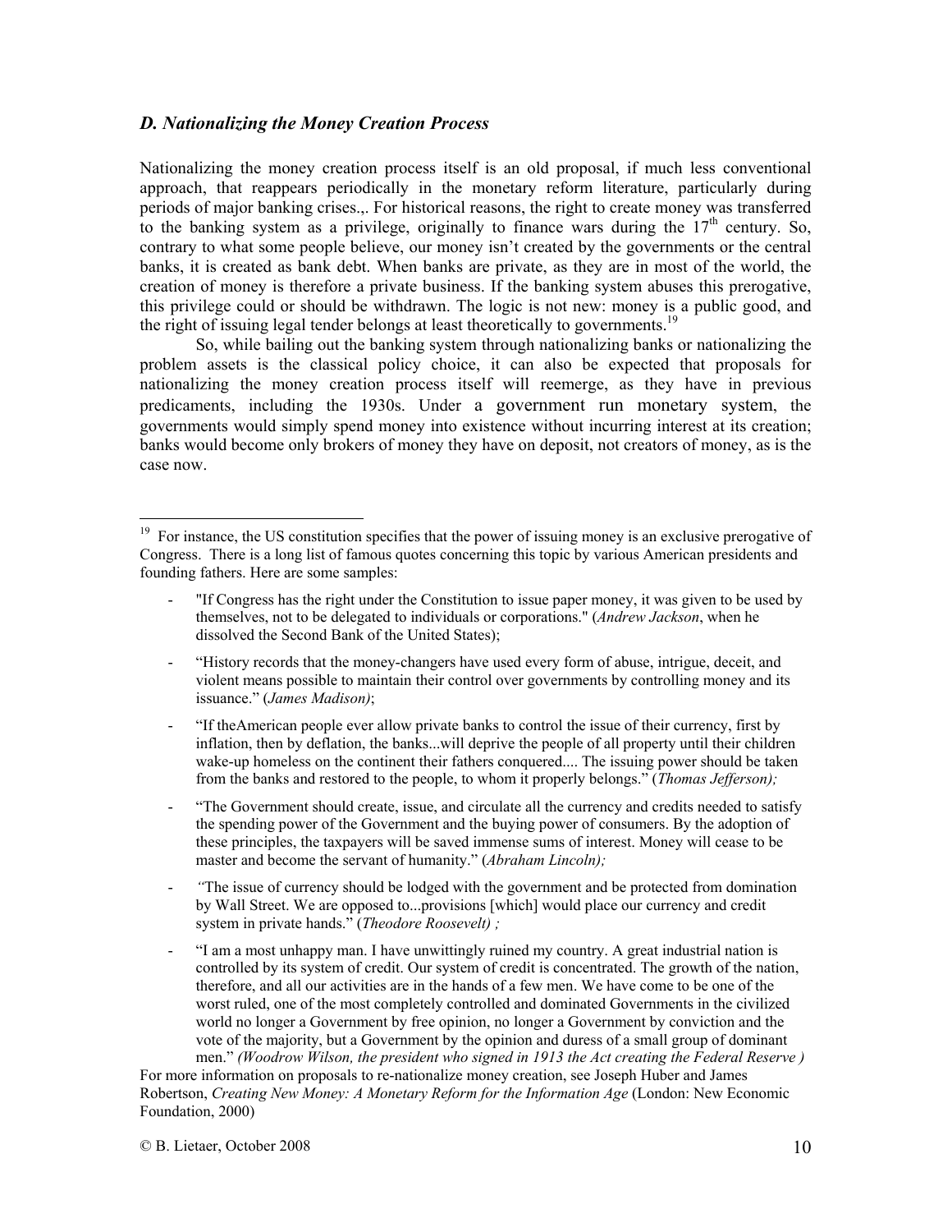### *D. Nationalizing the Money Creation Process*

Nationalizing the money creation process itself is an old proposal, if much less conventional approach, that reappears periodically in the monetary reform literature, particularly during periods of major banking crises.,. For historical reasons, the right to create money was transferred to the banking system as a privilege, originally to finance wars during the 17th century. So, contrary to what some people believe, our money isn't created by the governments or the central banks, it is created as bank debt. When banks are private, as they are in most of the world, the creation of money is therefore a private business. If the banking system abuses this prerogative, this privilege could or should be withdrawn. The logic is not new: money is a public good, and the right of issuing legal tender belongs at least theoretically to governments.[19]

So, while bailing out the banking system through nationalizing banks or nationalizing the problem assets is the classical policy choice, it can also be expected that proposals for nationalizing the money creation process itself will reemerge, as they have in previous predicaments, including the 1930s. Under a government run monetary system, the governments would simply spend money into existence without incurring interest at its creation; banks would become only brokers of money they have on deposit, not creators of money, as is the case now.

---

[19] For instance, the US constitution specifies that the power of issuing money is an exclusive prerogative of Congress. There is a long list of famous quotes concerning this topic by various American presidents and founding fathers. Here are some samples:

- "If Congress has the right under the Constitution to issue paper money, it was given to be used by themselves, not to be delegated to individuals or corporations." (*Andrew Jackson*, when he dissolved the Second Bank of the United States);
- "History records that the money-changers have used every form of abuse, intrigue, deceit, and violent means possible to maintain their control over governments by controlling money and its issuance." (*James Madison)*;
- "If theAmerican people ever allow private banks to control the issue of their currency, first by inflation, then by deflation, the banks...will deprive the people of all property until their children wake-up homeless on the continent their fathers conquered.... The issuing power should be taken from the banks and restored to the people, to whom it properly belongs." (*Thomas Jefferson);*
- "The Government should create, issue, and circulate all the currency and credits needed to satisfy the spending power of the Government and the buying power of consumers. By the adoption of these principles, the taxpayers will be saved immense sums of interest. Money will cease to be master and become the servant of humanity." (*Abraham Lincoln);*
- *"*The issue of currency should be lodged with the government and be protected from domination by Wall Street. We are opposed to...provisions [which] would place our currency and credit system in private hands." (*Theodore Roosevelt) ;*
- "I am a most unhappy man. I have unwittingly ruined my country. A great industrial nation is controlled by its system of credit. Our system of credit is concentrated. The growth of the nation, therefore, and all our activities are in the hands of a few men. We have come to be one of the worst ruled, one of the most completely controlled and dominated Governments in the civilized world no longer a Government by free opinion, no longer a Government by conviction and the vote of the majority, but a Government by the opinion and duress of a small group of dominant men." *(Woodrow Wilson, the president who signed in 1913 the Act creating the Federal Reserve )*

For more information on proposals to re-nationalize money creation, see Joseph Huber and James Robertson, *Creating New Money: A Monetary Reform for the Information Age* (London: New Economic Foundation, 2000)

© B. Lietaer, October 2008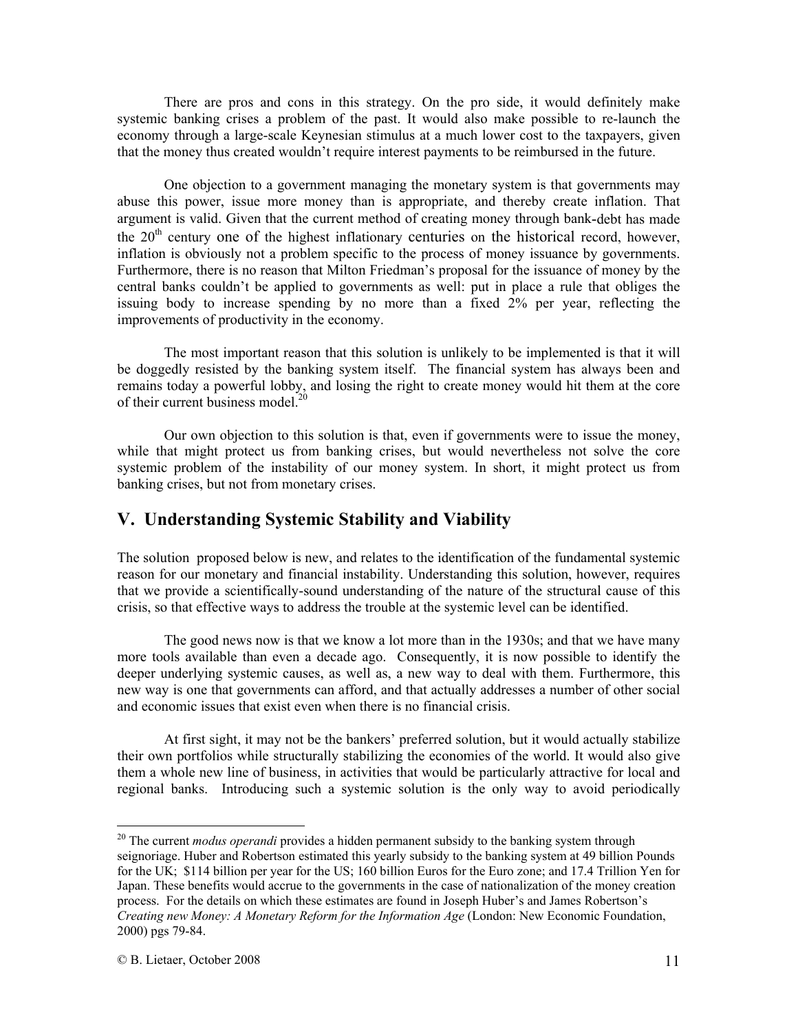There are pros and cons in this strategy. On the pro side, it would definitely make systemic banking crises a problem of the past. It would also make possible to re-launch the economy through a large-scale Keynesian stimulus at a much lower cost to the taxpayers, given that the money thus created wouldn't require interest payments to be reimbursed in the future.

One objection to a government managing the monetary system is that governments may abuse this power, issue more money than is appropriate, and thereby create inflation. That argument is valid. Given that the current method of creating money through bank-debt has made the 20th century one of the highest inflationary centuries on the historical record, however, inflation is obviously not a problem specific to the process of money issuance by governments. Furthermore, there is no reason that Milton Friedman's proposal for the issuance of money by the central banks couldn't be applied to governments as well: put in place a rule that obliges the issuing body to increase spending by no more than a fixed 2% per year, reflecting the improvements of productivity in the economy.

The most important reason that this solution is unlikely to be implemented is that it will be doggedly resisted by the banking system itself. The financial system has always been and remains today a powerful lobby, and losing the right to create money would hit them at the core of their current business model.[20]

Our own objection to this solution is that, even if governments were to issue the money, while that might protect us from banking crises, but would nevertheless not solve the core systemic problem of the instability of our money system. In short, it might protect us from banking crises, but not from monetary crises.

## V. Understanding Systemic Stability and Viability

The solution proposed below is new, and relates to the identification of the fundamental systemic reason for our monetary and financial instability. Understanding this solution, however, requires that we provide a scientifically-sound understanding of the nature of the structural cause of this crisis, so that effective ways to address the trouble at the systemic level can be identified.

The good news now is that we know a lot more than in the 1930s; and that we have many more tools available than even a decade ago. Consequently, it is now possible to identify the deeper underlying systemic causes, as well as, a new way to deal with them. Furthermore, this new way is one that governments can afford, and that actually addresses a number of other social and economic issues that exist even when there is no financial crisis.

At first sight, it may not be the bankers' preferred solution, but it would actually stabilize their own portfolios while structurally stabilizing the economies of the world. It would also give them a whole new line of business, in activities that would be particularly attractive for local and regional banks. Introducing such a systemic solution is the only way to avoid periodically

---

[20] The current *modus operandi* provides a hidden permanent subsidy to the banking system through seignoriage. Huber and Robertson estimated this yearly subsidy to the banking system at 49 billion Pounds for the UK; $114 billion per year for the US; 160 billion Euros for the Euro zone; and 17.4 Trillion Yen for Japan. These benefits would accrue to the governments in the case of nationalization of the money creation process. For the details on which these estimates are found in Joseph Huber's and James Robertson's *Creating new Money: A Monetary Reform for the Information Age* (London: New Economic Foundation, 2000) pgs 79-84.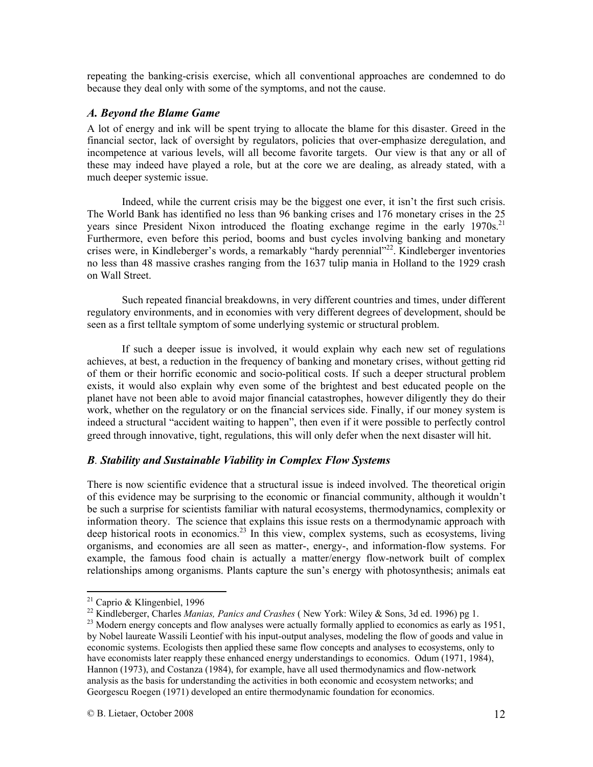repeating the banking-crisis exercise, which all conventional approaches are condemned to do because they deal only with some of the symptoms, and not the cause.

### *A. Beyond the Blame Game*

A lot of energy and ink will be spent trying to allocate the blame for this disaster. Greed in the financial sector, lack of oversight by regulators, policies that over-emphasize deregulation, and incompetence at various levels, will all become favorite targets. Our view is that any or all of these may indeed have played a role, but at the core we are dealing, as already stated, with a much deeper systemic issue.

Indeed, while the current crisis may be the biggest one ever, it isn't the first such crisis. The World Bank has identified no less than 96 banking crises and 176 monetary crises in the 25 years since President Nixon introduced the floating exchange regime in the early 1970s.[21] Furthermore, even before this period, booms and bust cycles involving banking and monetary crises were, in Kindleberger's words, a remarkably "hardy perennial"[22]. Kindleberger inventories no less than 48 massive crashes ranging from the 1637 tulip mania in Holland to the 1929 crash on Wall Street.

Such repeated financial breakdowns, in very different countries and times, under different regulatory environments, and in economies with very different degrees of development, should be seen as a first telltale symptom of some underlying systemic or structural problem.

If such a deeper issue is involved, it would explain why each new set of regulations achieves, at best, a reduction in the frequency of banking and monetary crises, without getting rid of them or their horrific economic and socio-political costs. If such a deeper structural problem exists, it would also explain why even some of the brightest and best educated people on the planet have not been able to avoid major financial catastrophes, however diligently they do their work, whether on the regulatory or on the financial services side. Finally, if our money system is indeed a structural "accident waiting to happen", then even if it were possible to perfectly control greed through innovative, tight, regulations, this will only defer when the next disaster will hit.

### *B. Stability and Sustainable Viability in Complex Flow Systems*

There is now scientific evidence that a structural issue is indeed involved. The theoretical origin of this evidence may be surprising to the economic or financial community, although it wouldn't be such a surprise for scientists familiar with natural ecosystems, thermodynamics, complexity or information theory. The science that explains this issue rests on a thermodynamic approach with deep historical roots in economics.[23] In this view, complex systems, such as ecosystems, living organisms, and economies are all seen as matter-, energy-, and information-flow systems. For example, the famous food chain is actually a matter/energy flow-network built of complex relationships among organisms. Plants capture the sun's energy with photosynthesis; animals eat

---

[21] Caprio & Klingenbiel, 1996

[22] Kindleberger, Charles *Manias, Panics and Crashes* ( New York: Wiley & Sons, 3d ed. 1996) pg 1.

[23] Modern energy concepts and flow analyses were actually formally applied to economics as early as 1951, by Nobel laureate Wassili Leontief with his input-output analyses, modeling the flow of goods and value in economic systems. Ecologists then applied these same flow concepts and analyses to ecosystems, only to have economists later reapply these enhanced energy understandings to economics. Odum (1971, 1984), Hannon (1973), and Costanza (1984), for example, have all used thermodynamics and flow-network analysis as the basis for understanding the activities in both economic and ecosystem networks; and Georgescu Roegen (1971) developed an entire thermodynamic foundation for economics.

© B. Lietaer, October 2008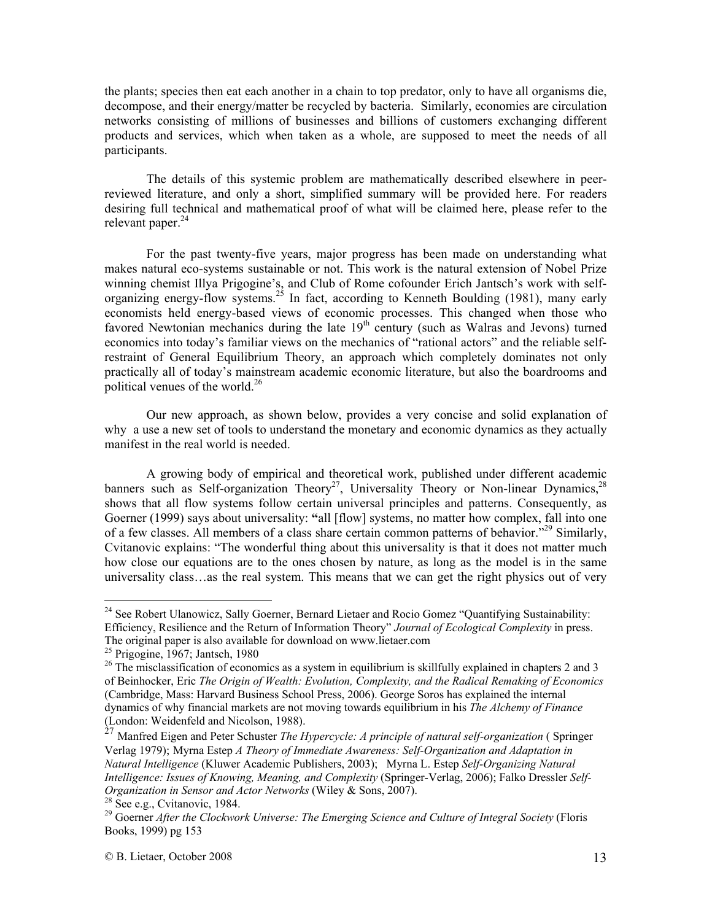the plants; species then eat each another in a chain to top predator, only to have all organisms die, decompose, and their energy/matter be recycled by bacteria. Similarly, economies are circulation networks consisting of millions of businesses and billions of customers exchanging different products and services, which when taken as a whole, are supposed to meet the needs of all participants.

The details of this systemic problem are mathematically described elsewhere in peer-reviewed literature, and only a short, simplified summary will be provided here. For readers desiring full technical and mathematical proof of what will be claimed here, please refer to the relevant paper.[24]

For the past twenty-five years, major progress has been made on understanding what makes natural eco-systems sustainable or not. This work is the natural extension of Nobel Prize winning chemist Illya Prigogine's, and Club of Rome cofounder Erich Jantsch's work with self-organizing energy-flow systems.[25] In fact, according to Kenneth Boulding (1981), many early economists held energy-based views of economic processes. This changed when those who favored Newtonian mechanics during the late 19th century (such as Walras and Jevons) turned economics into today's familiar views on the mechanics of "rational actors" and the reliable self-restraint of General Equilibrium Theory, an approach which completely dominates not only practically all of today's mainstream academic economic literature, but also the boardrooms and political venues of the world.[26]

Our new approach, as shown below, provides a very concise and solid explanation of why a use a new set of tools to understand the monetary and economic dynamics as they actually manifest in the real world is needed.

A growing body of empirical and theoretical work, published under different academic banners such as Self-organization Theory[27], Universality Theory or Non-linear Dynamics,[28] shows that all flow systems follow certain universal principles and patterns. Consequently, as Goerner (1999) says about universality: **"**all [flow] systems, no matter how complex, fall into one of a few classes. All members of a class share certain common patterns of behavior."[29] Similarly, Cvitanovic explains: "The wonderful thing about this universality is that it does not matter much how close our equations are to the ones chosen by nature, as long as the model is in the same universality class…as the real system. This means that we can get the right physics out of very

---

[24] See Robert Ulanowicz, Sally Goerner, Bernard Lietaer and Rocio Gomez "Quantifying Sustainability: Efficiency, Resilience and the Return of Information Theory" *Journal of Ecological Complexity* in press. The original paper is also available for download on www.lietaer.com

[25] Prigogine, 1967; Jantsch, 1980

[26] The misclassification of economics as a system in equilibrium is skillfully explained in chapters 2 and 3 of Beinhocker, Eric *The Origin of Wealth: Evolution, Complexity, and the Radical Remaking of Economics* (Cambridge, Mass: Harvard Business School Press, 2006). George Soros has explained the internal dynamics of why financial markets are not moving towards equilibrium in his *The Alchemy of Finance* (London: Weidenfeld and Nicolson, 1988).

[27] Manfred Eigen and Peter Schuster *The Hypercycle: A principle of natural self-organization* ( Springer Verlag 1979); Myrna Estep *A Theory of Immediate Awareness: Self-Organization and Adaptation in Natural Intelligence* (Kluwer Academic Publishers, 2003); Myrna L. Estep *Self-Organizing Natural Intelligence: Issues of Knowing, Meaning, and Complexity* (Springer-Verlag, 2006); Falko Dressler *Self-Organization in Sensor and Actor Networks* (Wiley & Sons, 2007).

[28] See e.g., Cvitanovic, 1984.

[29] Goerner *After the Clockwork Universe: The Emerging Science and Culture of Integral Society* (Floris Books, 1999) pg 153

© B. Lietaer, October 2008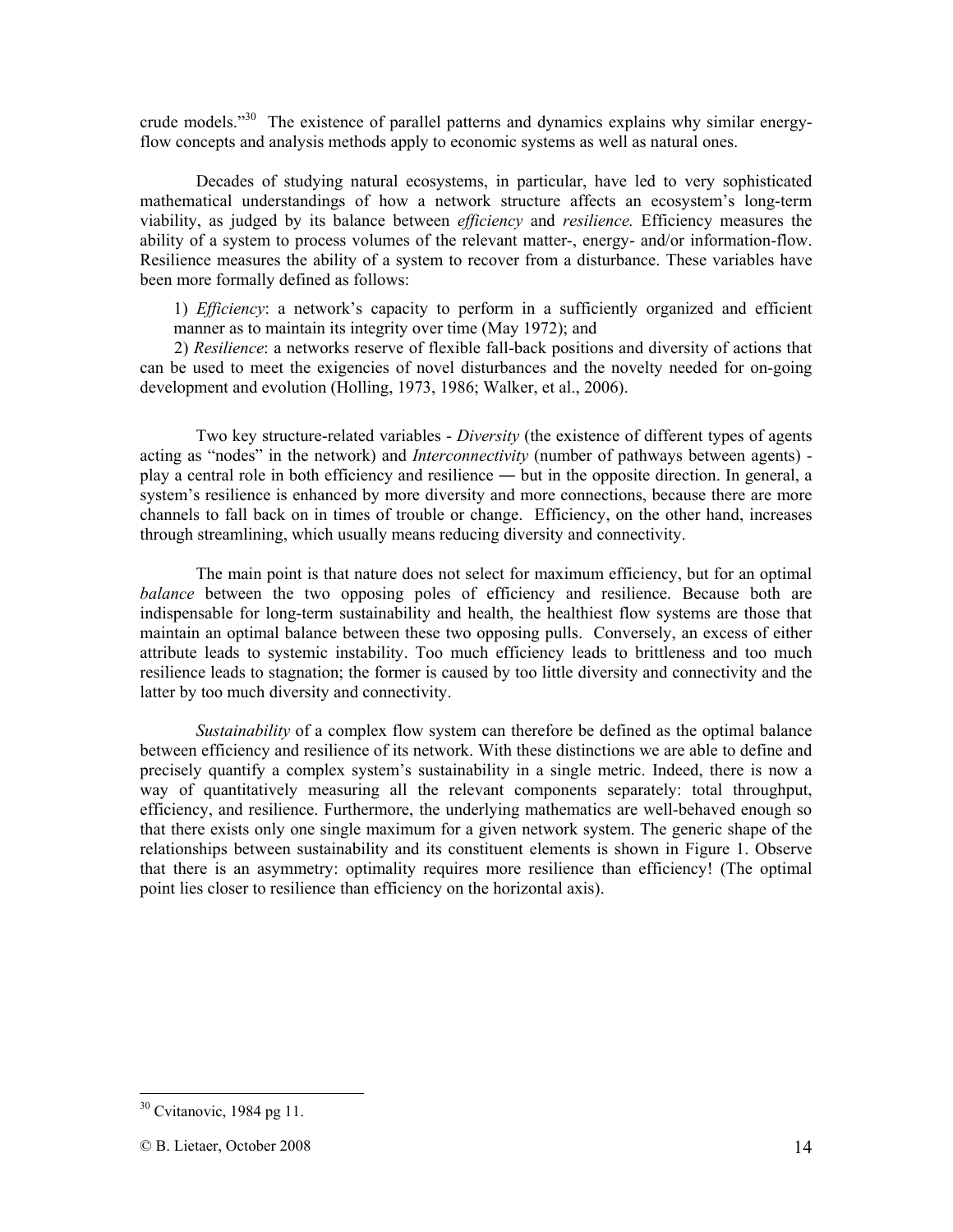crude models."[30] The existence of parallel patterns and dynamics explains why similar energy-flow concepts and analysis methods apply to economic systems as well as natural ones.

Decades of studying natural ecosystems, in particular, have led to very sophisticated mathematical understandings of how a network structure affects an ecosystem's long-term viability, as judged by its balance between *efficiency* and *resilience.* Efficiency measures the ability of a system to process volumes of the relevant matter-, energy- and/or information-flow. Resilience measures the ability of a system to recover from a disturbance. These variables have been more formally defined as follows:

1) *Efficiency*: a network's capacity to perform in a sufficiently organized and efficient manner as to maintain its integrity over time (May 1972); and

2) *Resilience*: a networks reserve of flexible fall-back positions and diversity of actions that can be used to meet the exigencies of novel disturbances and the novelty needed for on-going development and evolution (Holling, 1973, 1986; Walker, et al., 2006).

Two key structure-related variables - *Diversity* (the existence of different types of agents acting as "nodes" in the network) and *Interconnectivity* (number of pathways between agents) - play a central role in both efficiency and resilience ― but in the opposite direction. In general, a system's resilience is enhanced by more diversity and more connections, because there are more channels to fall back on in times of trouble or change. Efficiency, on the other hand, increases through streamlining, which usually means reducing diversity and connectivity.

The main point is that nature does not select for maximum efficiency, but for an optimal *balance* between the two opposing poles of efficiency and resilience. Because both are indispensable for long-term sustainability and health, the healthiest flow systems are those that maintain an optimal balance between these two opposing pulls. Conversely, an excess of either attribute leads to systemic instability. Too much efficiency leads to brittleness and too much resilience leads to stagnation; the former is caused by too little diversity and connectivity and the latter by too much diversity and connectivity.

*Sustainability* of a complex flow system can therefore be defined as the optimal balance between efficiency and resilience of its network. With these distinctions we are able to define and precisely quantify a complex system's sustainability in a single metric. Indeed, there is now a way of quantitatively measuring all the relevant components separately: total throughput, efficiency, and resilience. Furthermore, the underlying mathematics are well-behaved enough so that there exists only one single maximum for a given network system. The generic shape of the relationships between sustainability and its constituent elements is shown in Figure 1. Observe that there is an asymmetry: optimality requires more resilience than efficiency! (The optimal point lies closer to resilience than efficiency on the horizontal axis).

[30] Cvitanovic, 1984 pg 11.

© B. Lietaer, October 2008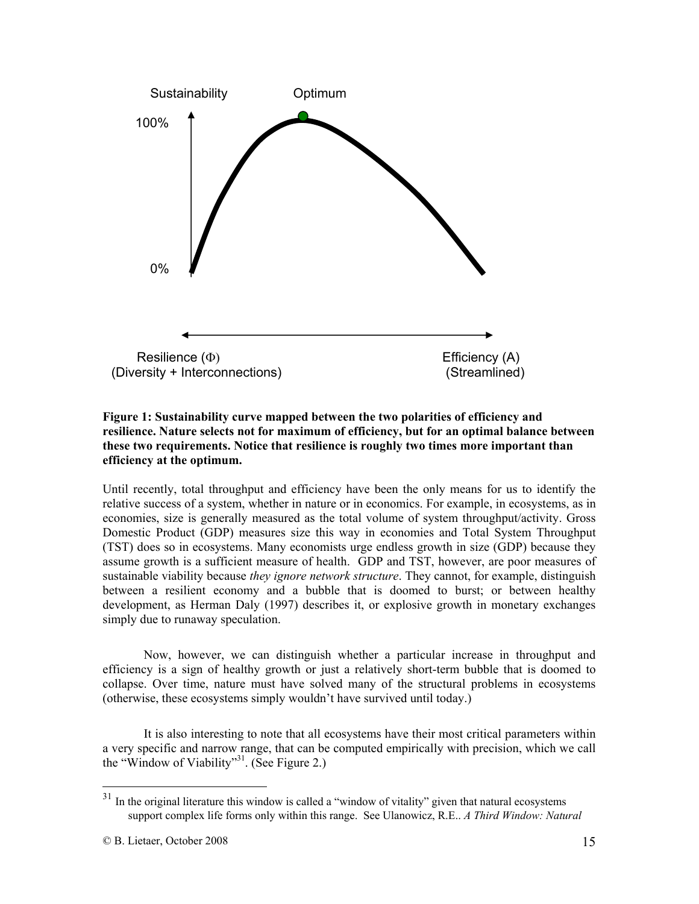**Figure 1: Sustainability curve mapped between the two polarities of efficiency and resilience. Nature selects not for maximum of efficiency, but for an optimal balance between these two requirements. Notice that resilience is roughly two times more important than efficiency at the optimum.**

Until recently, total throughput and efficiency have been the only means for us to identify the relative success of a system, whether in nature or in economics. For example, in ecosystems, as in economies, size is generally measured as the total volume of system throughput/activity. Gross Domestic Product (GDP) measures size this way in economies and Total System Throughput (TST) does so in ecosystems. Many economists urge endless growth in size (GDP) because they assume growth is a sufficient measure of health. GDP and TST, however, are poor measures of sustainable viability because *they ignore network structure*. They cannot, for example, distinguish between a resilient economy and a bubble that is doomed to burst; or between healthy development, as Herman Daly (1997) describes it, or explosive growth in monetary exchanges simply due to runaway speculation.

Now, however, we can distinguish whether a particular increase in throughput and efficiency is a sign of healthy growth or just a relatively short-term bubble that is doomed to collapse. Over time, nature must have solved many of the structural problems in ecosystems (otherwise, these ecosystems simply wouldn't have survived until today.)

It is also interesting to note that all ecosystems have their most critical parameters within a very specific and narrow range, that can be computed empirically with precision, which we call the "Window of Viability"[31]. (See Figure 2.)

---

[31] In the original literature this window is called a "window of vitality" given that natural ecosystems support complex life forms only within this range. See Ulanowicz, R.E.. *A Third Window: Natural*

© B. Lietaer, October 2008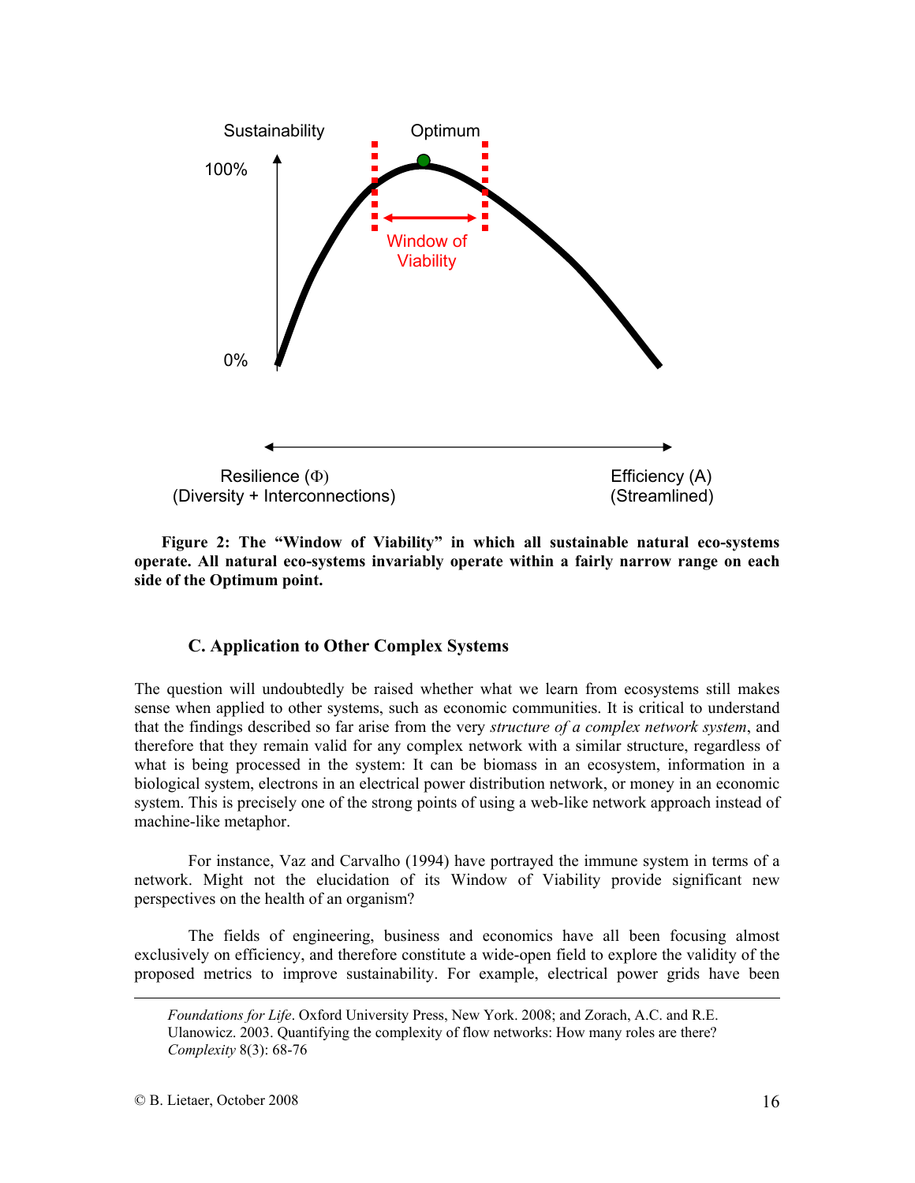Sustainability

Optimum

100%

Window of Viability

0%

Resilience (Φ)
(Diversity + Interconnections)

Efficiency (A)
(Streamlined)

**Figure 2: The "Window of Viability" in which all sustainable natural eco-systems operate. All natural eco-systems invariably operate within a fairly narrow range on each side of the Optimum point.**

### C. Application to Other Complex Systems

The question will undoubtedly be raised whether what we learn from ecosystems still makes sense when applied to other systems, such as economic communities. It is critical to understand that the findings described so far arise from the very *structure of a complex network system*, and therefore that they remain valid for any complex network with a similar structure, regardless of what is being processed in the system: It can be biomass in an ecosystem, information in a biological system, electrons in an electrical power distribution network, or money in an economic system. This is precisely one of the strong points of using a web-like network approach instead of machine-like metaphor.

For instance, Vaz and Carvalho (1994) have portrayed the immune system in terms of a network. Might not the elucidation of its Window of Viability provide significant new perspectives on the health of an organism?

The fields of engineering, business and economics have all been focusing almost exclusively on efficiency, and therefore constitute a wide-open field to explore the validity of the proposed metrics to improve sustainability. For example, electrical power grids have been

---

*Foundations for Life*. Oxford University Press, New York. 2008; and Zorach, A.C. and R.E. Ulanowicz. 2003. Quantifying the complexity of flow networks: How many roles are there? *Complexity* 8(3): 68-76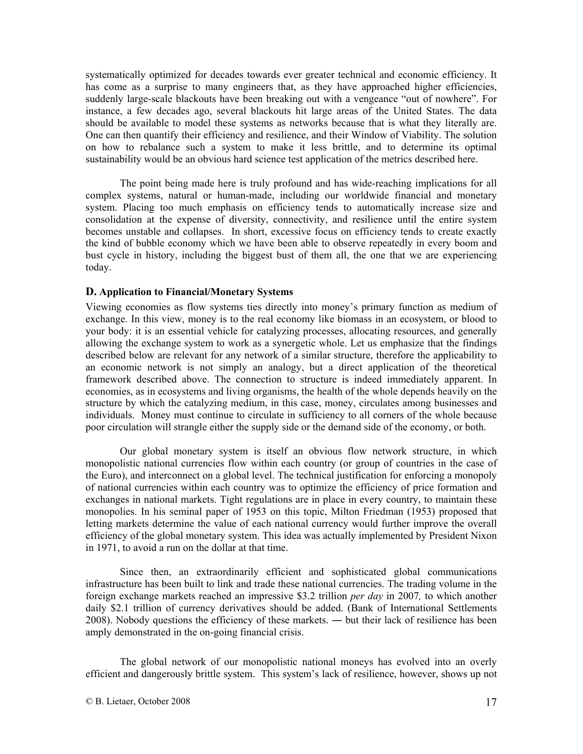systematically optimized for decades towards ever greater technical and economic efficiency. It has come as a surprise to many engineers that, as they have approached higher efficiencies, suddenly large-scale blackouts have been breaking out with a vengeance "out of nowhere". For instance, a few decades ago, several blackouts hit large areas of the United States. The data should be available to model these systems as networks because that is what they literally are. One can then quantify their efficiency and resilience, and their Window of Viability. The solution on how to rebalance such a system to make it less brittle, and to determine its optimal sustainability would be an obvious hard science test application of the metrics described here.

The point being made here is truly profound and has wide-reaching implications for all complex systems, natural or human-made, including our worldwide financial and monetary system. Placing too much emphasis on efficiency tends to automatically increase size and consolidation at the expense of diversity, connectivity, and resilience until the entire system becomes unstable and collapses. In short, excessive focus on efficiency tends to create exactly the kind of bubble economy which we have been able to observe repeatedly in every boom and bust cycle in history, including the biggest bust of them all, the one that we are experiencing today.

### D. Application to Financial/Monetary Systems

Viewing economies as flow systems ties directly into money's primary function as medium of exchange. In this view, money is to the real economy like biomass in an ecosystem, or blood to your body: it is an essential vehicle for catalyzing processes, allocating resources, and generally allowing the exchange system to work as a synergetic whole. Let us emphasize that the findings described below are relevant for any network of a similar structure, therefore the applicability to an economic network is not simply an analogy, but a direct application of the theoretical framework described above. The connection to structure is indeed immediately apparent. In economies, as in ecosystems and living organisms, the health of the whole depends heavily on the structure by which the catalyzing medium, in this case, money, circulates among businesses and individuals. Money must continue to circulate in sufficiency to all corners of the whole because poor circulation will strangle either the supply side or the demand side of the economy, or both.

Our global monetary system is itself an obvious flow network structure, in which monopolistic national currencies flow within each country (or group of countries in the case of the Euro), and interconnect on a global level. The technical justification for enforcing a monopoly of national currencies within each country was to optimize the efficiency of price formation and exchanges in national markets. Tight regulations are in place in every country, to maintain these monopolies. In his seminal paper of 1953 on this topic, Milton Friedman (1953) proposed that letting markets determine the value of each national currency would further improve the overall efficiency of the global monetary system. This idea was actually implemented by President Nixon in 1971, to avoid a run on the dollar at that time.

Since then, an extraordinarily efficient and sophisticated global communications infrastructure has been built to link and trade these national currencies. The trading volume in the foreign exchange markets reached an impressive $3.2 trillion *per day* in 2007*,* to which another daily $2.1 trillion of currency derivatives should be added. (Bank of International Settlements 2008). Nobody questions the efficiency of these markets. ― but their lack of resilience has been amply demonstrated in the on-going financial crisis.

The global network of our monopolistic national moneys has evolved into an overly efficient and dangerously brittle system. This system's lack of resilience, however, shows up not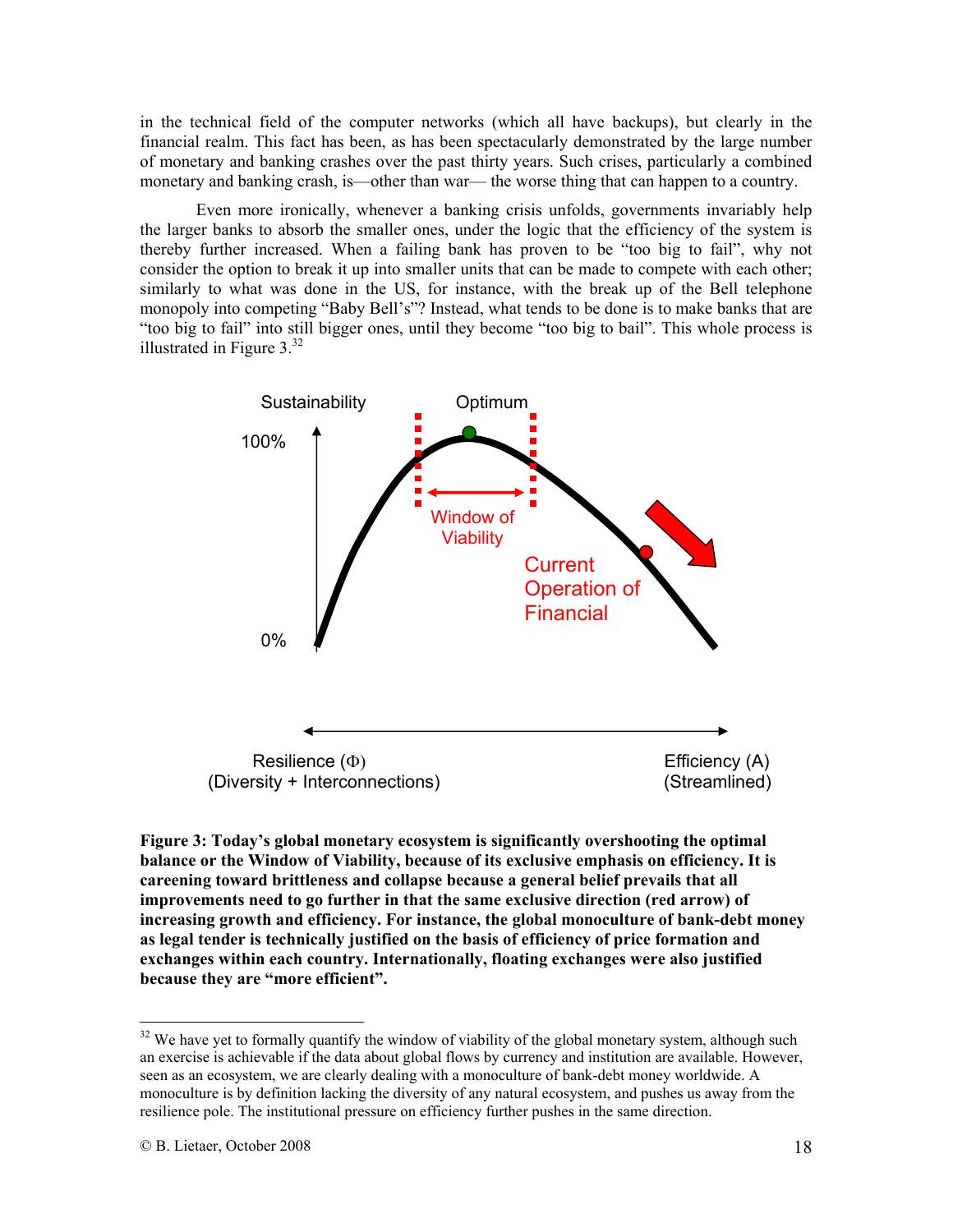in the technical field of the computer networks (which all have backups), but clearly in the financial realm. This fact has been, as has been spectacularly demonstrated by the large number of monetary and banking crashes over the past thirty years. Such crises, particularly a combined monetary and banking crash, is—other than war— the worse thing that can happen to a country.

Even more ironically, whenever a banking crisis unfolds, governments invariably help the larger banks to absorb the smaller ones, under the logic that the efficiency of the system is thereby further increased. When a failing bank has proven to be "too big to fail", why not consider the option to break it up into smaller units that can be made to compete with each other; similarly to what was done in the US, for instance, with the break up of the Bell telephone monopoly into competing "Baby Bell's"? Instead, what tends to be done is to make banks that are "too big to fail" into still bigger ones, until they become "too big to bail". This whole process is illustrated in Figure 3.[32]

Sustainability

Optimum

100%

Window of Viability

Current Operation of Financial

0%

Resilience (Φ)
(Diversity + Interconnections)

Efficiency (A)
(Streamlined)

**Figure 3: Today's global monetary ecosystem is significantly overshooting the optimal balance or the Window of Viability, because of its exclusive emphasis on efficiency. It is careening toward brittleness and collapse because a general belief prevails that all improvements need to go further in that the same exclusive direction (red arrow) of increasing growth and efficiency. For instance, the global monoculture of bank-debt money as legal tender is technically justified on the basis of efficiency of price formation and exchanges within each country. Internationally, floating exchanges were also justified because they are "more efficient".**

---

[32] We have yet to formally quantify the window of viability of the global monetary system, although such an exercise is achievable if the data about global flows by currency and institution are available. However, seen as an ecosystem, we are clearly dealing with a monoculture of bank-debt money worldwide. A monoculture is by definition lacking the diversity of any natural ecosystem, and pushes us away from the resilience pole. The institutional pressure on efficiency further pushes in the same direction.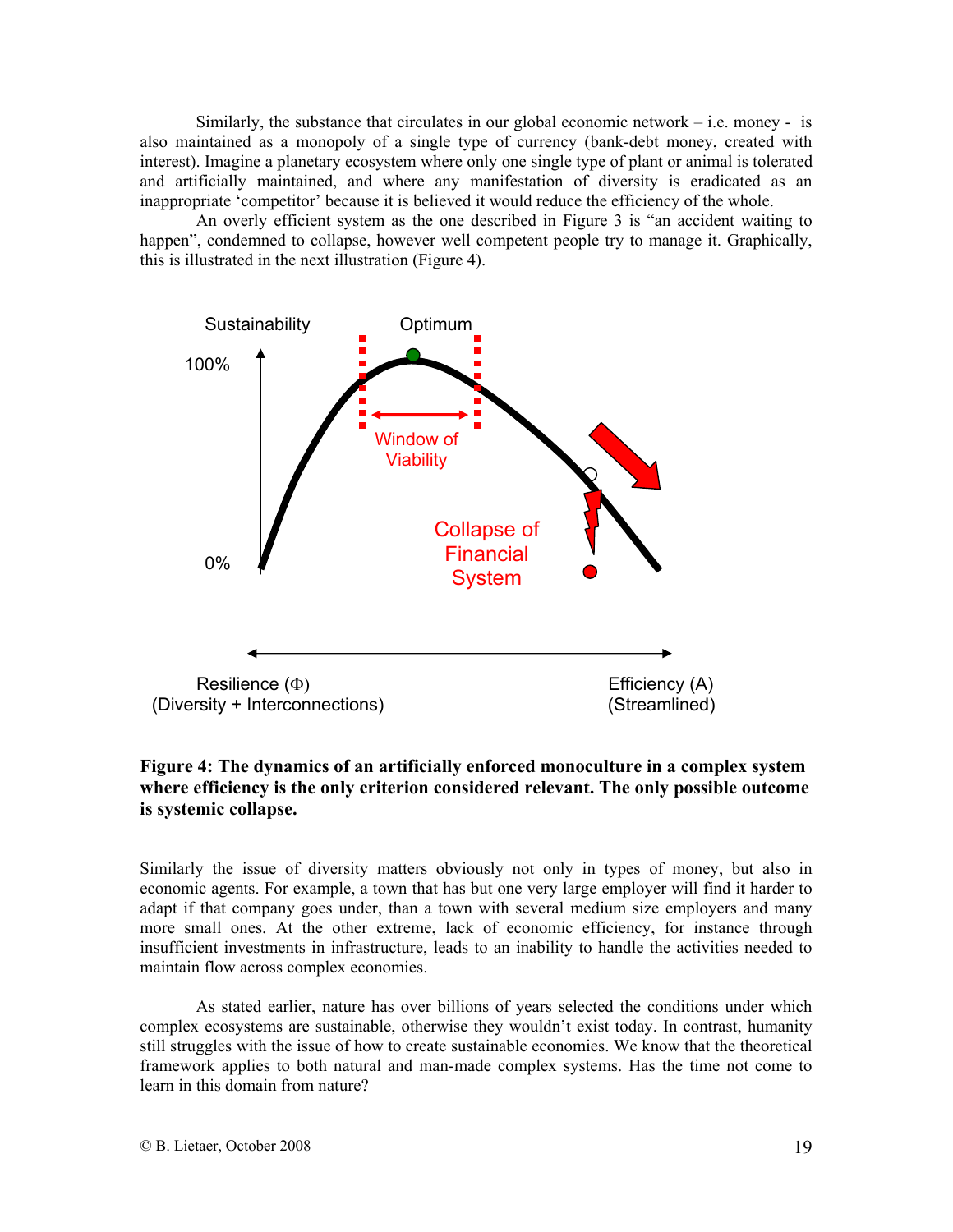Similarly, the substance that circulates in our global economic network – i.e. money - is also maintained as a monopoly of a single type of currency (bank-debt money, created with interest). Imagine a planetary ecosystem where only one single type of plant or animal is tolerated and artificially maintained, and where any manifestation of diversity is eradicated as an inappropriate 'competitor' because it is believed it would reduce the efficiency of the whole.

An overly efficient system as the one described in Figure 3 is "an accident waiting to happen", condemned to collapse, however well competent people try to manage it. Graphically, this is illustrated in the next illustration (Figure 4).

**Figure 4: The dynamics of an artificially enforced monoculture in a complex system where efficiency is the only criterion considered relevant. The only possible outcome is systemic collapse.**

Similarly the issue of diversity matters obviously not only in types of money, but also in economic agents. For example, a town that has but one very large employer will find it harder to adapt if that company goes under, than a town with several medium size employers and many more small ones. At the other extreme, lack of economic efficiency, for instance through insufficient investments in infrastructure, leads to an inability to handle the activities needed to maintain flow across complex economies.

As stated earlier, nature has over billions of years selected the conditions under which complex ecosystems are sustainable, otherwise they wouldn't exist today. In contrast, humanity still struggles with the issue of how to create sustainable economies. We know that the theoretical framework applies to both natural and man-made complex systems. Has the time not come to learn in this domain from nature?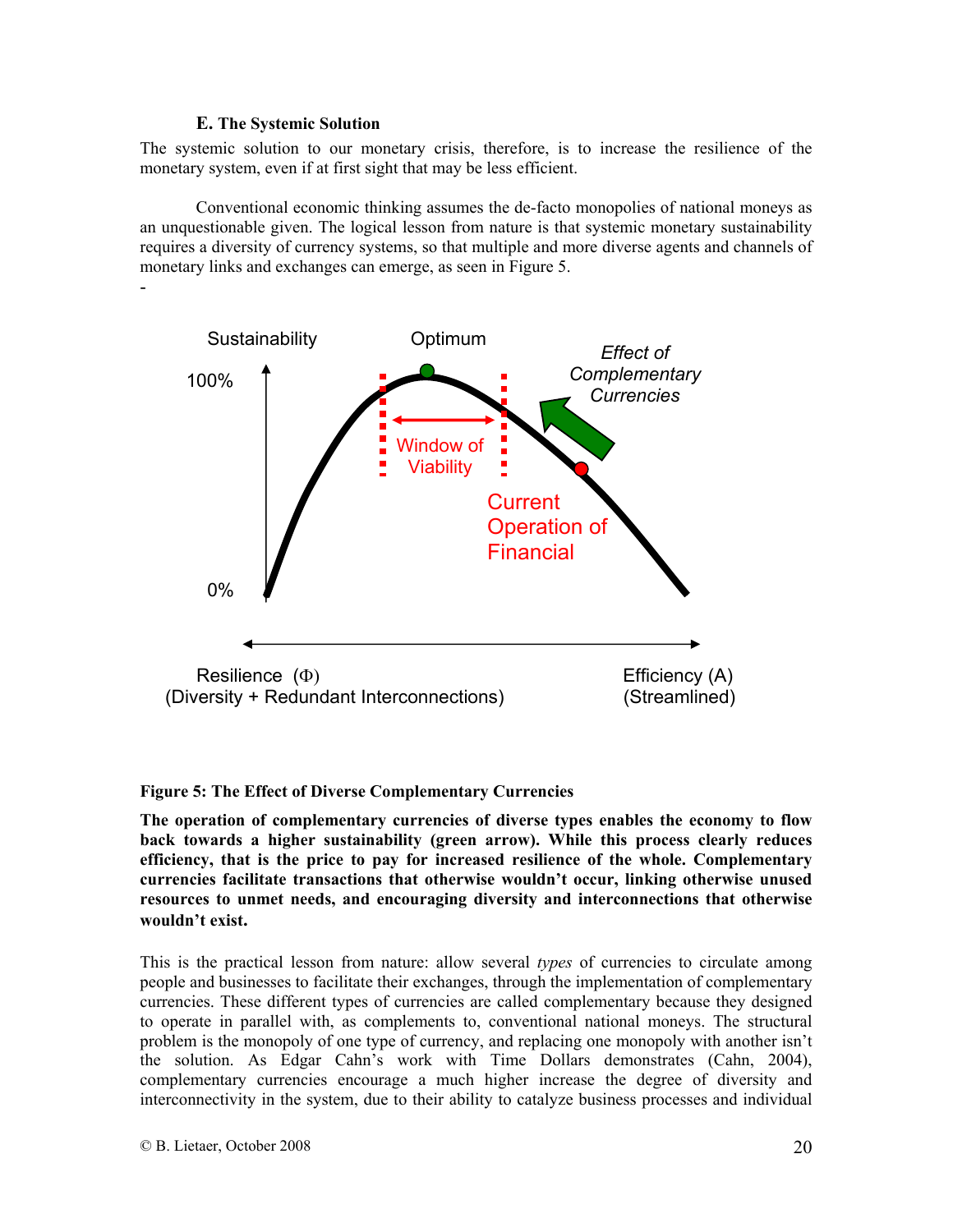### E. The Systemic Solution

The systemic solution to our monetary crisis, therefore, is to increase the resilience of the monetary system, even if at first sight that may be less efficient.

Conventional economic thinking assumes the de-facto monopolies of national moneys as an unquestionable given. The logical lesson from nature is that systemic monetary sustainability requires a diversity of currency systems, so that multiple and more diverse agents and channels of monetary links and exchanges can emerge, as seen in Figure 5.

-

**Figure 5: The Effect of Diverse Complementary Currencies**

**The operation of complementary currencies of diverse types enables the economy to flow back towards a higher sustainability (green arrow). While this process clearly reduces efficiency, that is the price to pay for increased resilience of the whole. Complementary currencies facilitate transactions that otherwise wouldn't occur, linking otherwise unused resources to unmet needs, and encouraging diversity and interconnections that otherwise wouldn't exist.**

This is the practical lesson from nature: allow several *types* of currencies to circulate among people and businesses to facilitate their exchanges, through the implementation of complementary currencies. These different types of currencies are called complementary because they designed to operate in parallel with, as complements to, conventional national moneys. The structural problem is the monopoly of one type of currency, and replacing one monopoly with another isn't the solution. As Edgar Cahn's work with Time Dollars demonstrates (Cahn, 2004), complementary currencies encourage a much higher increase the degree of diversity and interconnectivity in the system, due to their ability to catalyze business processes and individual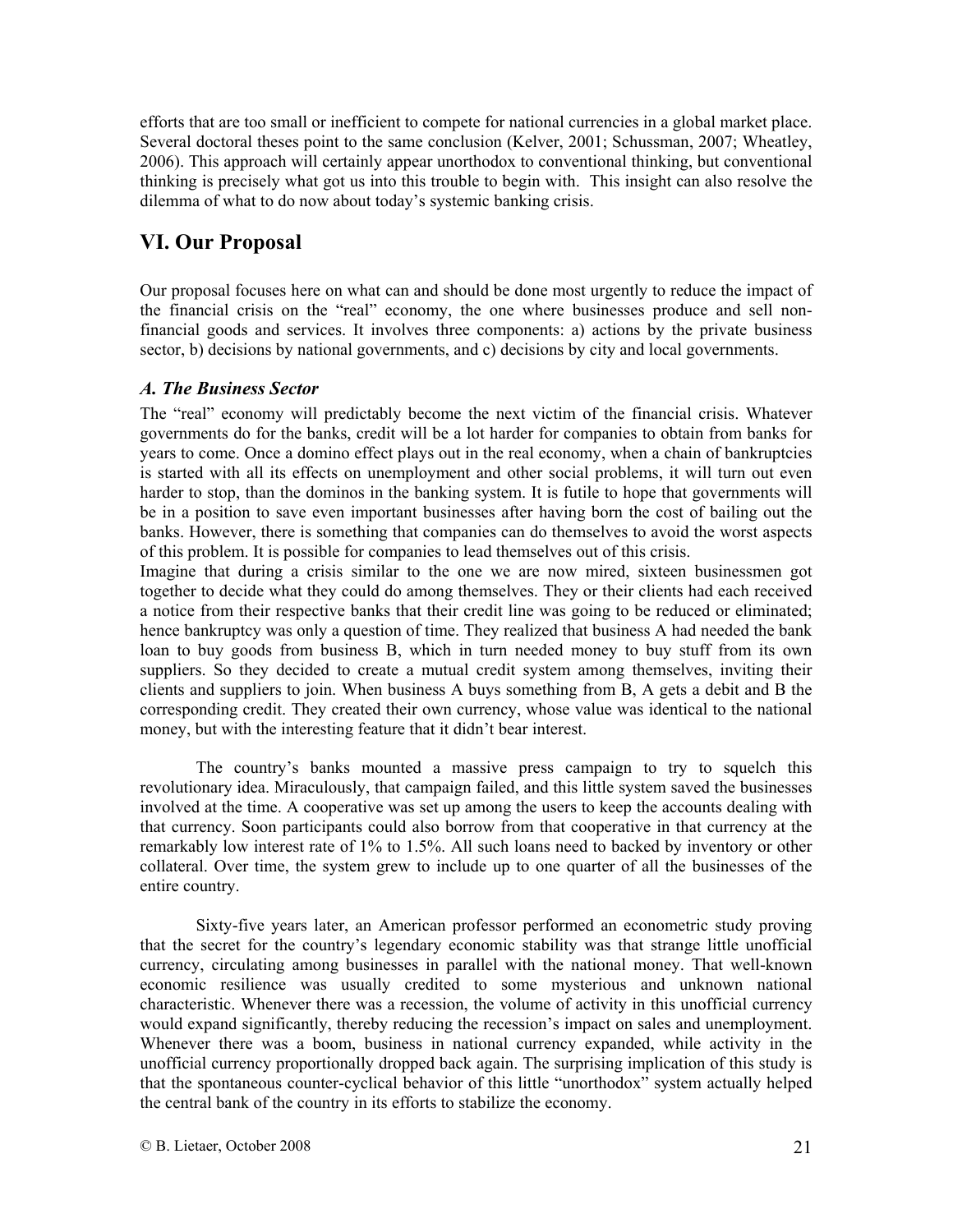efforts that are too small or inefficient to compete for national currencies in a global market place. Several doctoral theses point to the same conclusion (Kelver, 2001; Schussman, 2007; Wheatley, 2006). This approach will certainly appear unorthodox to conventional thinking, but conventional thinking is precisely what got us into this trouble to begin with. This insight can also resolve the dilemma of what to do now about today's systemic banking crisis.

## VI. Our Proposal

Our proposal focuses here on what can and should be done most urgently to reduce the impact of the financial crisis on the "real" economy, the one where businesses produce and sell non-financial goods and services. It involves three components: a) actions by the private business sector, b) decisions by national governments, and c) decisions by city and local governments.

### *A. The Business Sector*

The "real" economy will predictably become the next victim of the financial crisis. Whatever governments do for the banks, credit will be a lot harder for companies to obtain from banks for years to come. Once a domino effect plays out in the real economy, when a chain of bankruptcies is started with all its effects on unemployment and other social problems, it will turn out even harder to stop, than the dominos in the banking system. It is futile to hope that governments will be in a position to save even important businesses after having born the cost of bailing out the banks. However, there is something that companies can do themselves to avoid the worst aspects of this problem. It is possible for companies to lead themselves out of this crisis.

Imagine that during a crisis similar to the one we are now mired, sixteen businessmen got together to decide what they could do among themselves. They or their clients had each received a notice from their respective banks that their credit line was going to be reduced or eliminated; hence bankruptcy was only a question of time. They realized that business A had needed the bank loan to buy goods from business B, which in turn needed money to buy stuff from its own suppliers. So they decided to create a mutual credit system among themselves, inviting their clients and suppliers to join. When business A buys something from B, A gets a debit and B the corresponding credit. They created their own currency, whose value was identical to the national money, but with the interesting feature that it didn't bear interest.

The country's banks mounted a massive press campaign to try to squelch this revolutionary idea. Miraculously, that campaign failed, and this little system saved the businesses involved at the time. A cooperative was set up among the users to keep the accounts dealing with that currency. Soon participants could also borrow from that cooperative in that currency at the remarkably low interest rate of 1% to 1.5%. All such loans need to backed by inventory or other collateral. Over time, the system grew to include up to one quarter of all the businesses of the entire country.

Sixty-five years later, an American professor performed an econometric study proving that the secret for the country's legendary economic stability was that strange little unofficial currency, circulating among businesses in parallel with the national money. That well-known economic resilience was usually credited to some mysterious and unknown national characteristic. Whenever there was a recession, the volume of activity in this unofficial currency would expand significantly, thereby reducing the recession's impact on sales and unemployment. Whenever there was a boom, business in national currency expanded, while activity in the unofficial currency proportionally dropped back again. The surprising implication of this study is that the spontaneous counter-cyclical behavior of this little "unorthodox" system actually helped the central bank of the country in its efforts to stabilize the economy.

© B. Lietaer, October 2008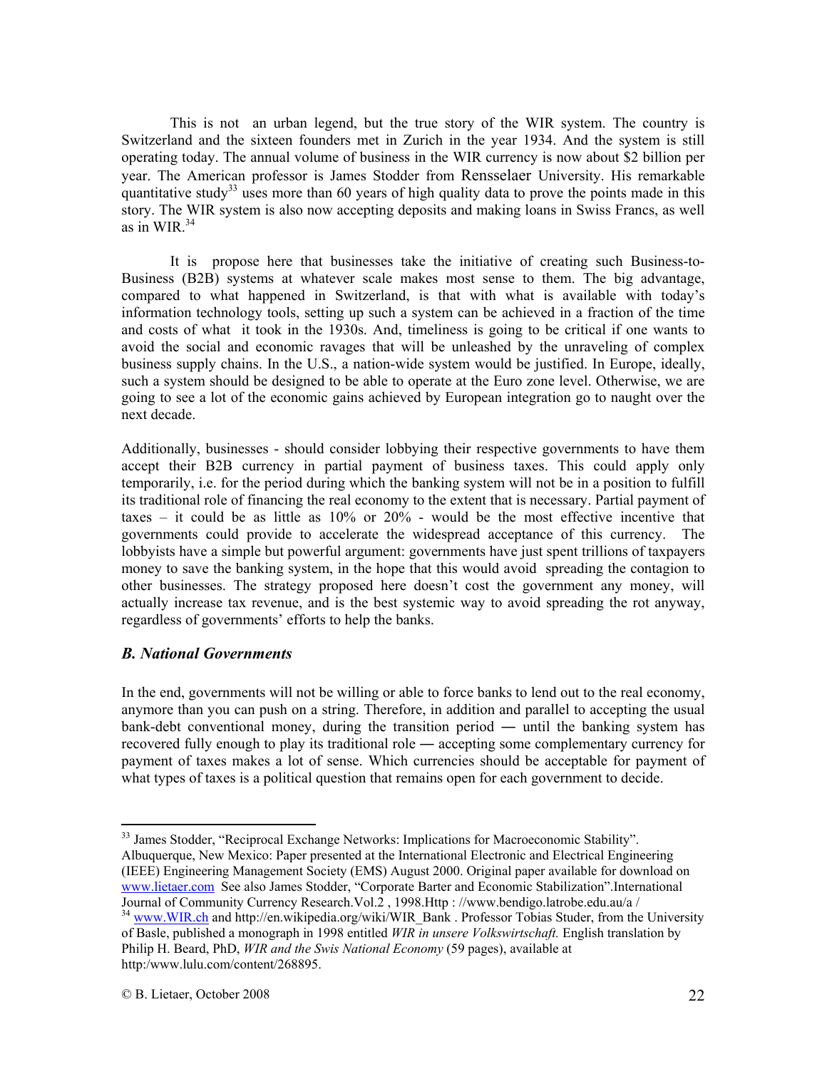This is not an urban legend, but the true story of the WIR system. The country is Switzerland and the sixteen founders met in Zurich in the year 1934. And the system is still operating today. The annual volume of business in the WIR currency is now about $2 billion per year. The American professor is James Stodder from Rensselaer University. His remarkable quantitative study[33] uses more than 60 years of high quality data to prove the points made in this story. The WIR system is also now accepting deposits and making loans in Swiss Francs, as well as in WIR.[34]

It is propose here that businesses take the initiative of creating such Business-to-Business (B2B) systems at whatever scale makes most sense to them. The big advantage, compared to what happened in Switzerland, is that with what is available with today's information technology tools, setting up such a system can be achieved in a fraction of the time and costs of what it took in the 1930s. And, timeliness is going to be critical if one wants to avoid the social and economic ravages that will be unleashed by the unraveling of complex business supply chains. In the U.S., a nation-wide system would be justified. In Europe, ideally, such a system should be designed to be able to operate at the Euro zone level. Otherwise, we are going to see a lot of the economic gains achieved by European integration go to naught over the next decade.

Additionally, businesses - should consider lobbying their respective governments to have them accept their B2B currency in partial payment of business taxes. This could apply only temporarily, i.e. for the period during which the banking system will not be in a position to fulfill its traditional role of financing the real economy to the extent that is necessary. Partial payment of taxes – it could be as little as 10% or 20% - would be the most effective incentive that governments could provide to accelerate the widespread acceptance of this currency. The lobbyists have a simple but powerful argument: governments have just spent trillions of taxpayers money to save the banking system, in the hope that this would avoid spreading the contagion to other businesses. The strategy proposed here doesn't cost the government any money, will actually increase tax revenue, and is the best systemic way to avoid spreading the rot anyway, regardless of governments' efforts to help the banks.

### *B. National Governments*

In the end, governments will not be willing or able to force banks to lend out to the real economy, anymore than you can push on a string. Therefore, in addition and parallel to accepting the usual bank-debt conventional money, during the transition period ― until the banking system has recovered fully enough to play its traditional role ― accepting some complementary currency for payment of taxes makes a lot of sense. Which currencies should be acceptable for payment of what types of taxes is a political question that remains open for each government to decide.

---

[33] James Stodder, "Reciprocal Exchange Networks: Implications for Macroeconomic Stability". Albuquerque, New Mexico: Paper presented at the International Electronic and Electrical Engineering (IEEE) Engineering Management Society (EMS) August 2000. Original paper available for download on www.lietaer.com See also James Stodder, "Corporate Barter and Economic Stabilization".International Journal of Community Currency Research.Vol.2 , 1998.Http : //www.bendigo.latrobe.edu.au/a /

[34] www.WIR.ch and http://en.wikipedia.org/wiki/WIR_Bank . Professor Tobias Studer, from the University of Basle, published a monograph in 1998 entitled *WIR in unsere Volkswirtschaft.* English translation by Philip H. Beard, PhD, *WIR and the Swis National Economy* (59 pages), available at http:/www.lulu.com/content/268895.

© B. Lietaer, October 2008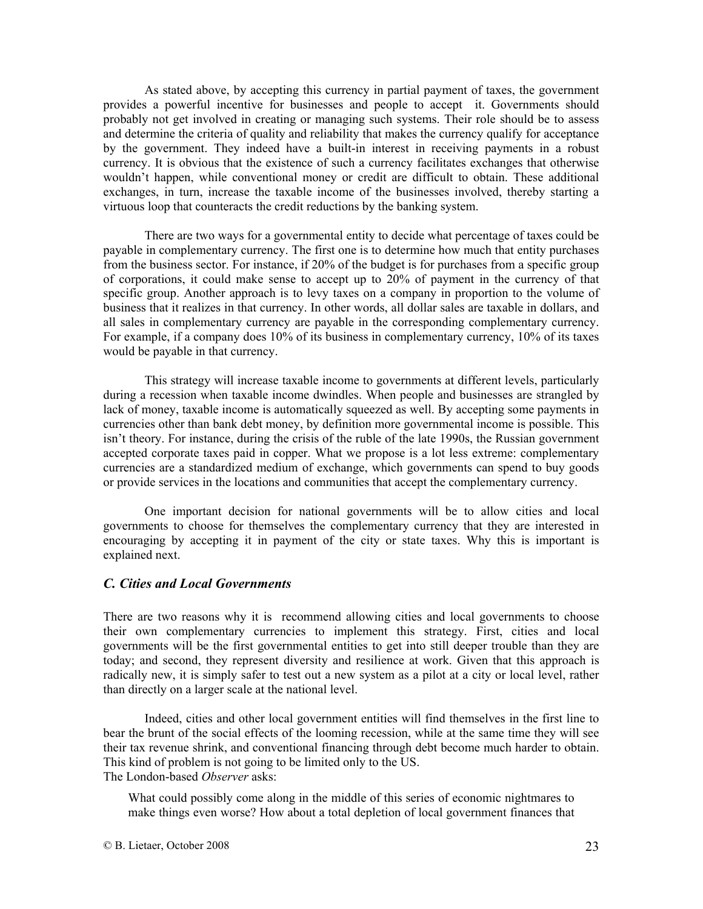As stated above, by accepting this currency in partial payment of taxes, the government provides a powerful incentive for businesses and people to accept it. Governments should probably not get involved in creating or managing such systems. Their role should be to assess and determine the criteria of quality and reliability that makes the currency qualify for acceptance by the government. They indeed have a built-in interest in receiving payments in a robust currency. It is obvious that the existence of such a currency facilitates exchanges that otherwise wouldn't happen, while conventional money or credit are difficult to obtain. These additional exchanges, in turn, increase the taxable income of the businesses involved, thereby starting a virtuous loop that counteracts the credit reductions by the banking system.

There are two ways for a governmental entity to decide what percentage of taxes could be payable in complementary currency. The first one is to determine how much that entity purchases from the business sector. For instance, if 20% of the budget is for purchases from a specific group of corporations, it could make sense to accept up to 20% of payment in the currency of that specific group. Another approach is to levy taxes on a company in proportion to the volume of business that it realizes in that currency. In other words, all dollar sales are taxable in dollars, and all sales in complementary currency are payable in the corresponding complementary currency. For example, if a company does 10% of its business in complementary currency, 10% of its taxes would be payable in that currency.

This strategy will increase taxable income to governments at different levels, particularly during a recession when taxable income dwindles. When people and businesses are strangled by lack of money, taxable income is automatically squeezed as well. By accepting some payments in currencies other than bank debt money, by definition more governmental income is possible. This isn't theory. For instance, during the crisis of the ruble of the late 1990s, the Russian government accepted corporate taxes paid in copper. What we propose is a lot less extreme: complementary currencies are a standardized medium of exchange, which governments can spend to buy goods or provide services in the locations and communities that accept the complementary currency.

One important decision for national governments will be to allow cities and local governments to choose for themselves the complementary currency that they are interested in encouraging by accepting it in payment of the city or state taxes. Why this is important is explained next.

### *C. Cities and Local Governments*

There are two reasons why it is recommend allowing cities and local governments to choose their own complementary currencies to implement this strategy. First, cities and local governments will be the first governmental entities to get into still deeper trouble than they are today; and second, they represent diversity and resilience at work. Given that this approach is radically new, it is simply safer to test out a new system as a pilot at a city or local level, rather than directly on a larger scale at the national level.

Indeed, cities and other local government entities will find themselves in the first line to bear the brunt of the social effects of the looming recession, while at the same time they will see their tax revenue shrink, and conventional financing through debt become much harder to obtain. This kind of problem is not going to be limited only to the US.
The London-based *Observer* asks:

> What could possibly come along in the middle of this series of economic nightmares to make things even worse? How about a total depletion of local government finances that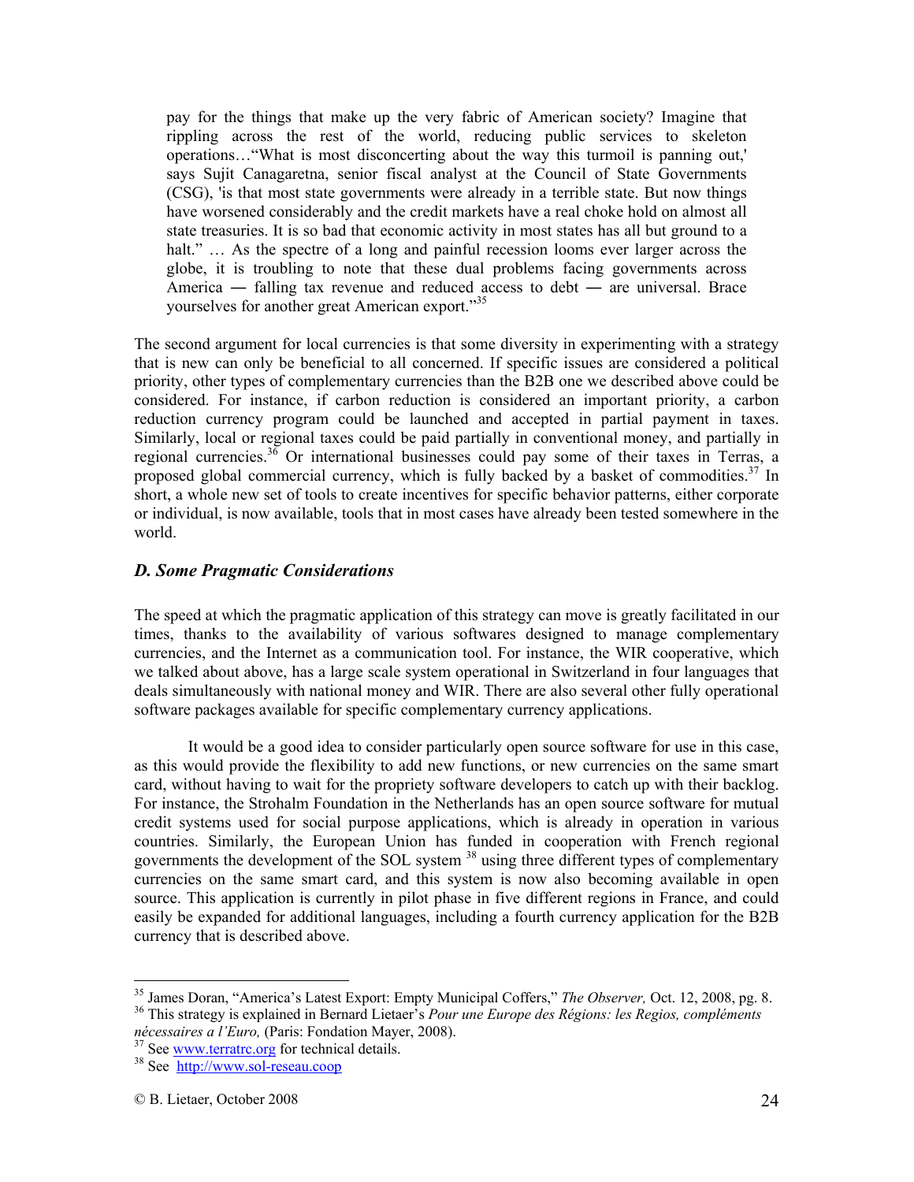> pay for the things that make up the very fabric of American society? Imagine that rippling across the rest of the world, reducing public services to skeleton operations…"What is most disconcerting about the way this turmoil is panning out,' says Sujit Canagaretna, senior fiscal analyst at the Council of State Governments (CSG), 'is that most state governments were already in a terrible state. But now things have worsened considerably and the credit markets have a real choke hold on almost all state treasuries. It is so bad that economic activity in most states has all but ground to a halt." … As the spectre of a long and painful recession looms ever larger across the globe, it is troubling to note that these dual problems facing governments across America ― falling tax revenue and reduced access to debt ― are universal. Brace yourselves for another great American export."[35]

The second argument for local currencies is that some diversity in experimenting with a strategy that is new can only be beneficial to all concerned. If specific issues are considered a political priority, other types of complementary currencies than the B2B one we described above could be considered. For instance, if carbon reduction is considered an important priority, a carbon reduction currency program could be launched and accepted in partial payment in taxes. Similarly, local or regional taxes could be paid partially in conventional money, and partially in regional currencies.[36] Or international businesses could pay some of their taxes in Terras, a proposed global commercial currency, which is fully backed by a basket of commodities.[37] In short, a whole new set of tools to create incentives for specific behavior patterns, either corporate or individual, is now available, tools that in most cases have already been tested somewhere in the world.

### *D. Some Pragmatic Considerations*

The speed at which the pragmatic application of this strategy can move is greatly facilitated in our times, thanks to the availability of various softwares designed to manage complementary currencies, and the Internet as a communication tool. For instance, the WIR cooperative, which we talked about above, has a large scale system operational in Switzerland in four languages that deals simultaneously with national money and WIR. There are also several other fully operational software packages available for specific complementary currency applications.

It would be a good idea to consider particularly open source software for use in this case, as this would provide the flexibility to add new functions, or new currencies on the same smart card, without having to wait for the propriety software developers to catch up with their backlog. For instance, the Strohalm Foundation in the Netherlands has an open source software for mutual credit systems used for social purpose applications, which is already in operation in various countries. Similarly, the European Union has funded in cooperation with French regional governments the development of the SOL system [38] using three different types of complementary currencies on the same smart card, and this system is now also becoming available in open source. This application is currently in pilot phase in five different regions in France, and could easily be expanded for additional languages, including a fourth currency application for the B2B currency that is described above.

---

[35] James Doran, "America's Latest Export: Empty Municipal Coffers," *The Observer,* Oct. 12, 2008, pg. 8.

[36] This strategy is explained in Bernard Lietaer's *Pour une Europe des Régions: les Regios, compléments nécessaires a l'Euro,* (Paris: Fondation Mayer, 2008).

[37] See www.terratrc.org for technical details.

[38] See http://www.sol-reseau.coop

© B. Lietaer, October 2008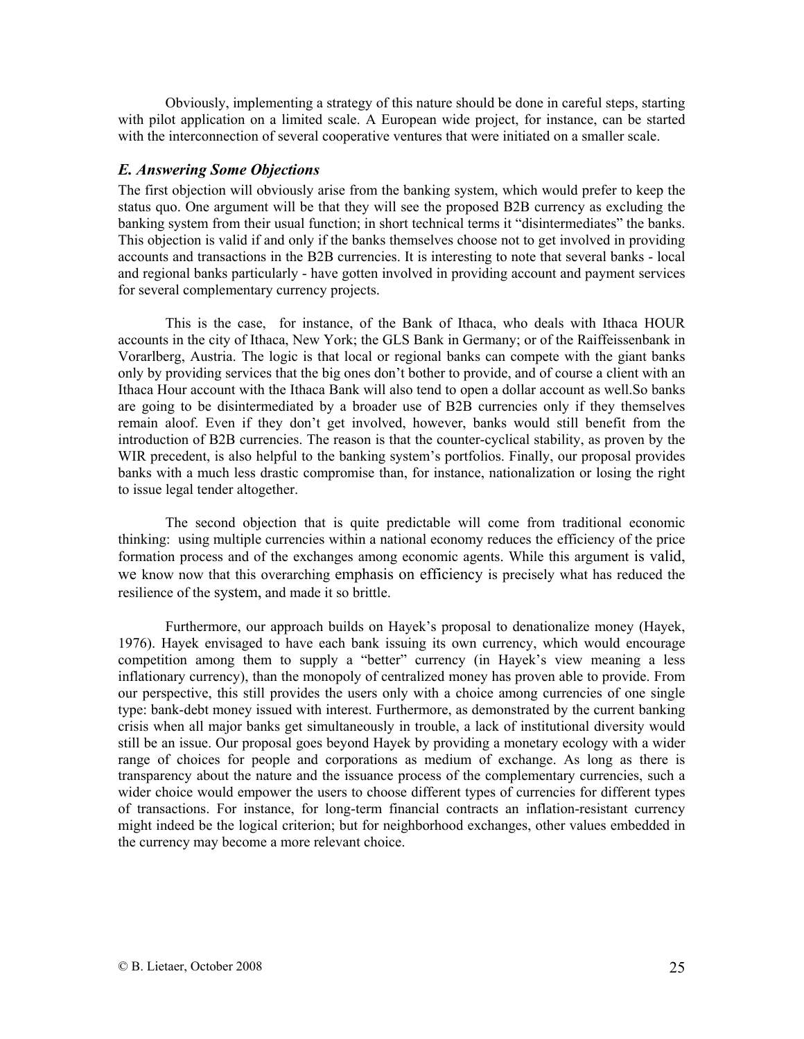Obviously, implementing a strategy of this nature should be done in careful steps, starting with pilot application on a limited scale. A European wide project, for instance, can be started with the interconnection of several cooperative ventures that were initiated on a smaller scale.

### *E. Answering Some Objections*

The first objection will obviously arise from the banking system, which would prefer to keep the status quo. One argument will be that they will see the proposed B2B currency as excluding the banking system from their usual function; in short technical terms it "disintermediates" the banks. This objection is valid if and only if the banks themselves choose not to get involved in providing accounts and transactions in the B2B currencies. It is interesting to note that several banks - local and regional banks particularly - have gotten involved in providing account and payment services for several complementary currency projects.

This is the case, for instance, of the Bank of Ithaca, who deals with Ithaca HOUR accounts in the city of Ithaca, New York; the GLS Bank in Germany; or of the Raiffeissenbank in Vorarlberg, Austria. The logic is that local or regional banks can compete with the giant banks only by providing services that the big ones don't bother to provide, and of course a client with an Ithaca Hour account with the Ithaca Bank will also tend to open a dollar account as well.So banks are going to be disintermediated by a broader use of B2B currencies only if they themselves remain aloof. Even if they don't get involved, however, banks would still benefit from the introduction of B2B currencies. The reason is that the counter-cyclical stability, as proven by the WIR precedent, is also helpful to the banking system's portfolios. Finally, our proposal provides banks with a much less drastic compromise than, for instance, nationalization or losing the right to issue legal tender altogether.

The second objection that is quite predictable will come from traditional economic thinking: using multiple currencies within a national economy reduces the efficiency of the price formation process and of the exchanges among economic agents. While this argument is valid, we know now that this overarching emphasis on efficiency is precisely what has reduced the resilience of the system, and made it so brittle.

Furthermore, our approach builds on Hayek's proposal to denationalize money (Hayek, 1976). Hayek envisaged to have each bank issuing its own currency, which would encourage competition among them to supply a "better" currency (in Hayek's view meaning a less inflationary currency), than the monopoly of centralized money has proven able to provide. From our perspective, this still provides the users only with a choice among currencies of one single type: bank-debt money issued with interest. Furthermore, as demonstrated by the current banking crisis when all major banks get simultaneously in trouble, a lack of institutional diversity would still be an issue. Our proposal goes beyond Hayek by providing a monetary ecology with a wider range of choices for people and corporations as medium of exchange. As long as there is transparency about the nature and the issuance process of the complementary currencies, such a wider choice would empower the users to choose different types of currencies for different types of transactions. For instance, for long-term financial contracts an inflation-resistant currency might indeed be the logical criterion; but for neighborhood exchanges, other values embedded in the currency may become a more relevant choice.

© B. Lietaer, October 2008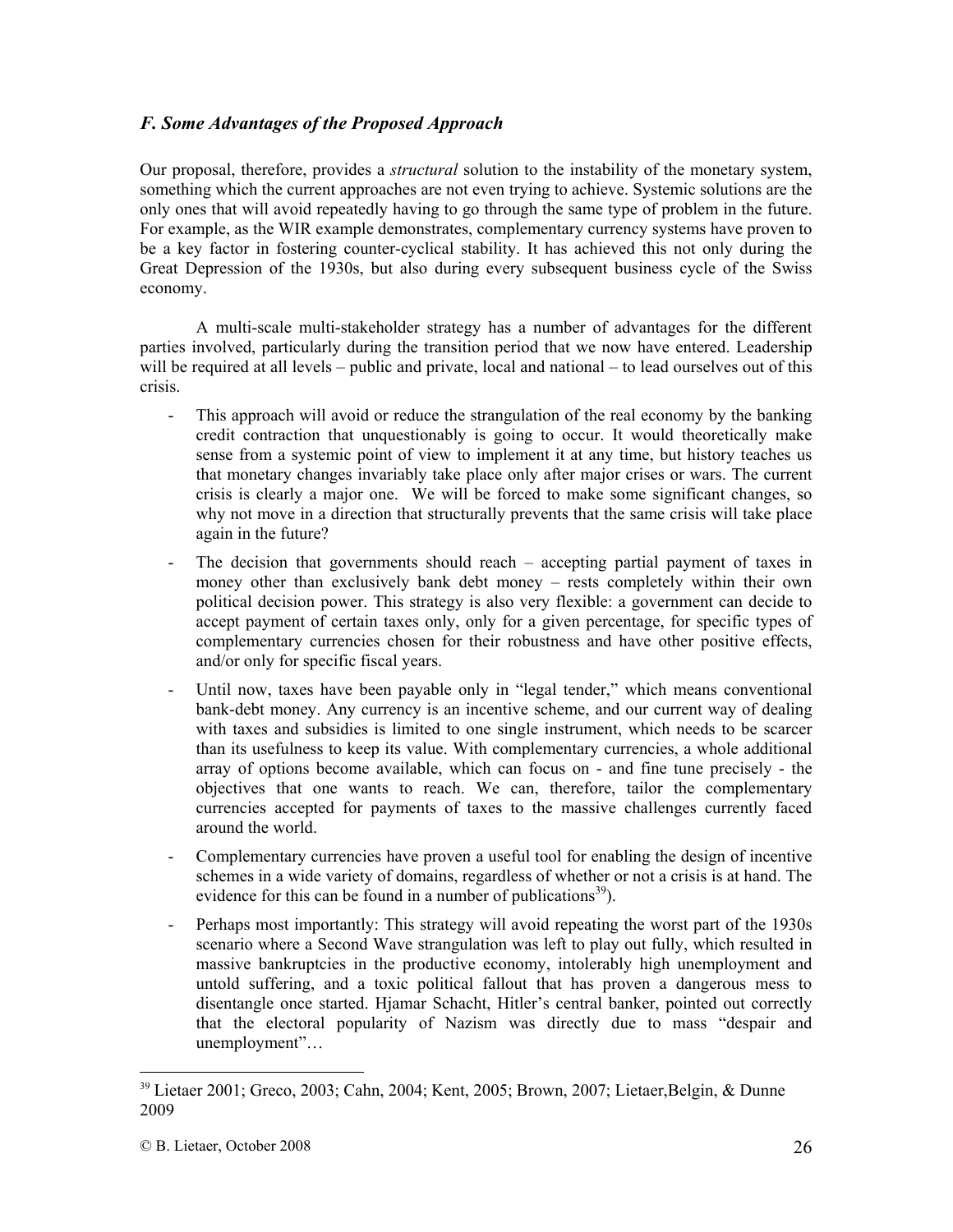### *F. Some Advantages of the Proposed Approach*

Our proposal, therefore, provides a *structural* solution to the instability of the monetary system, something which the current approaches are not even trying to achieve. Systemic solutions are the only ones that will avoid repeatedly having to go through the same type of problem in the future. For example, as the WIR example demonstrates, complementary currency systems have proven to be a key factor in fostering counter-cyclical stability. It has achieved this not only during the Great Depression of the 1930s, but also during every subsequent business cycle of the Swiss economy.

A multi-scale multi-stakeholder strategy has a number of advantages for the different parties involved, particularly during the transition period that we now have entered. Leadership will be required at all levels – public and private, local and national – to lead ourselves out of this crisis.

- This approach will avoid or reduce the strangulation of the real economy by the banking credit contraction that unquestionably is going to occur. It would theoretically make sense from a systemic point of view to implement it at any time, but history teaches us that monetary changes invariably take place only after major crises or wars. The current crisis is clearly a major one. We will be forced to make some significant changes, so why not move in a direction that structurally prevents that the same crisis will take place again in the future?
- The decision that governments should reach – accepting partial payment of taxes in money other than exclusively bank debt money – rests completely within their own political decision power. This strategy is also very flexible: a government can decide to accept payment of certain taxes only, only for a given percentage, for specific types of complementary currencies chosen for their robustness and have other positive effects, and/or only for specific fiscal years.
- Until now, taxes have been payable only in "legal tender," which means conventional bank-debt money. Any currency is an incentive scheme, and our current way of dealing with taxes and subsidies is limited to one single instrument, which needs to be scarcer than its usefulness to keep its value. With complementary currencies, a whole additional array of options become available, which can focus on - and fine tune precisely - the objectives that one wants to reach. We can, therefore, tailor the complementary currencies accepted for payments of taxes to the massive challenges currently faced around the world.
- Complementary currencies have proven a useful tool for enabling the design of incentive schemes in a wide variety of domains, regardless of whether or not a crisis is at hand. The evidence for this can be found in a number of publications[39]).
- Perhaps most importantly: This strategy will avoid repeating the worst part of the 1930s scenario where a Second Wave strangulation was left to play out fully, which resulted in massive bankruptcies in the productive economy, intolerably high unemployment and untold suffering, and a toxic political fallout that has proven a dangerous mess to disentangle once started. Hjamar Schacht, Hitler's central banker, pointed out correctly that the electoral popularity of Nazism was directly due to mass "despair and unemployment"…

---

[39] Lietaer 2001; Greco, 2003; Cahn, 2004; Kent, 2005; Brown, 2007; Lietaer,Belgin, & Dunne 2009

© B. Lietaer, October 2008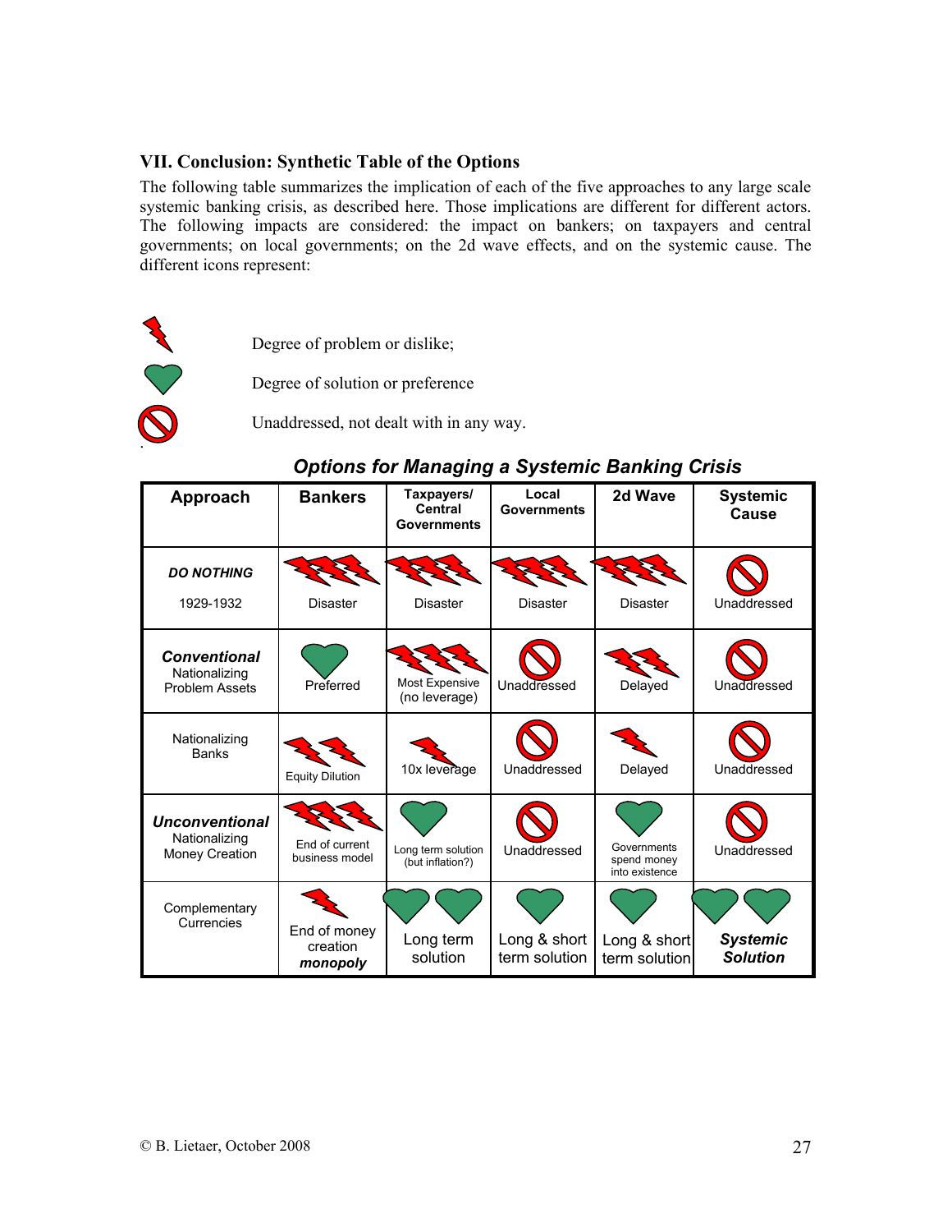### VII. Conclusion: Synthetic Table of the Options

The following table summarizes the implication of each of the five approaches to any large scale systemic banking crisis, as described here. Those implications are different for different actors. The following impacts are considered: the impact on bankers; on taxpayers and central governments; on local governments; on the 2d wave effects, and on the systemic cause. The different icons represent:

- (lightning) Degree of problem or dislike;
- (heart) Degree of solution or preference
- (prohibition sign) Unaddressed, not dealt with in any way.

***Options for Managing a Systemic Banking Crisis***

| Approach | Bankers | Taxpayers/ Central Governments | Local Governments | 2d Wave | Systemic Cause |
|---|---|---|---|---|---|
| ***DO NOTHING*** 1929-1932 | (3 lightning) Disaster | (3 lightning) Disaster | (3 lightning) Disaster | (3 lightning) Disaster | (prohibition) Unaddressed |
| ***Conventional*** Nationalizing Problem Assets | (1 heart) Preferred | (3 lightning) Most Expensive (no leverage) | (prohibition) Unaddressed | (2 lightning) Delayed | (prohibition) Unaddressed |
| Nationalizing Banks | (2 lightning) Equity Dilution | (1 lightning) 10x leverage | (prohibition) Unaddressed | (1 lightning) Delayed | (prohibition) Unaddressed |
| ***Unconventional*** Nationalizing Money Creation | (3 lightning) End of current business model | (1 heart) Long term solution (but inflation?) | (prohibition) Unaddressed | (1 heart) Governments spend money into existence | (prohibition) Unaddressed |
| Complementary Currencies | (1 lightning) End of money creation ***monopoly*** | (2 hearts) Long term solution | (1 heart) Long & short term solution | (1 heart) Long & short term solution | (2 hearts) ***Systemic Solution*** |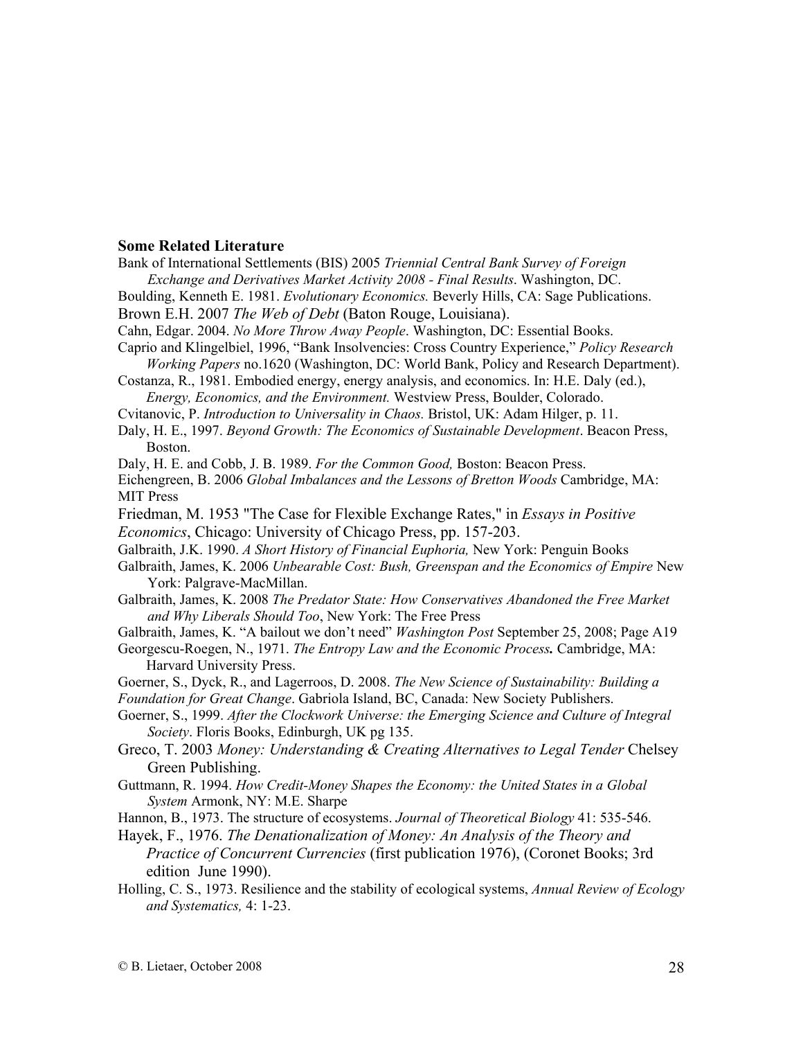**Some Related Literature**

Bank of International Settlements (BIS) 2005 *Triennial Central Bank Survey of Foreign Exchange and Derivatives Market Activity 2008 - Final Results*. Washington, DC.

Boulding, Kenneth E. 1981. *Evolutionary Economics.* Beverly Hills, CA: Sage Publications.

Brown E.H. 2007 *The Web of Debt* (Baton Rouge, Louisiana).

Cahn, Edgar. 2004. *No More Throw Away People*. Washington, DC: Essential Books.

Caprio and Klingelbiel, 1996, "Bank Insolvencies: Cross Country Experience," *Policy Research Working Papers* no.1620 (Washington, DC: World Bank, Policy and Research Department).

Costanza, R., 1981. Embodied energy, energy analysis, and economics. In: H.E. Daly (ed.), *Energy, Economics, and the Environment.* Westview Press, Boulder, Colorado.

Cvitanovic, P. *Introduction to Universality in Chaos.* Bristol, UK: Adam Hilger, p. 11.

Daly, H. E., 1997. *Beyond Growth: The Economics of Sustainable Development*. Beacon Press, Boston.

Daly, H. E. and Cobb, J. B. 1989. *For the Common Good,* Boston: Beacon Press.

Eichengreen, B. 2006 *Global Imbalances and the Lessons of Bretton Woods* Cambridge, MA: MIT Press

Friedman, M. 1953 "The Case for Flexible Exchange Rates," in *Essays in Positive Economics*, Chicago: University of Chicago Press, pp. 157-203.

Galbraith, J.K. 1990. *A Short History of Financial Euphoria,* New York: Penguin Books

Galbraith, James, K. 2006 *Unbearable Cost: Bush, Greenspan and the Economics of Empire* New York: Palgrave-MacMillan.

Galbraith, James, K. 2008 *The Predator State: How Conservatives Abandoned the Free Market and Why Liberals Should Too*, New York: The Free Press

Galbraith, James, K. "A bailout we don't need" *Washington Post* September 25, 2008; Page A19

Georgescu-Roegen, N., 1971. *The Entropy Law and the Economic Process.* Cambridge, MA: Harvard University Press.

Goerner, S., Dyck, R., and Lagerroos, D. 2008. *The New Science of Sustainability: Building a Foundation for Great Change*. Gabriola Island, BC, Canada: New Society Publishers.

Goerner, S., 1999. *After the Clockwork Universe: the Emerging Science and Culture of Integral Society*. Floris Books, Edinburgh, UK pg 135.

Greco, T. 2003 *Money: Understanding & Creating Alternatives to Legal Tender* Chelsey Green Publishing.

Guttmann, R. 1994. *How Credit-Money Shapes the Economy: the United States in a Global System* Armonk, NY: M.E. Sharpe

Hannon, B., 1973. The structure of ecosystems. *Journal of Theoretical Biology* 41: 535-546.

Hayek, F., 1976. *The Denationalization of Money: An Analysis of the Theory and Practice of Concurrent Currencies* (first publication 1976), (Coronet Books; 3rd edition June 1990).

Holling, C. S., 1973. Resilience and the stability of ecological systems, *Annual Review of Ecology and Systematics,* 4: 1-23.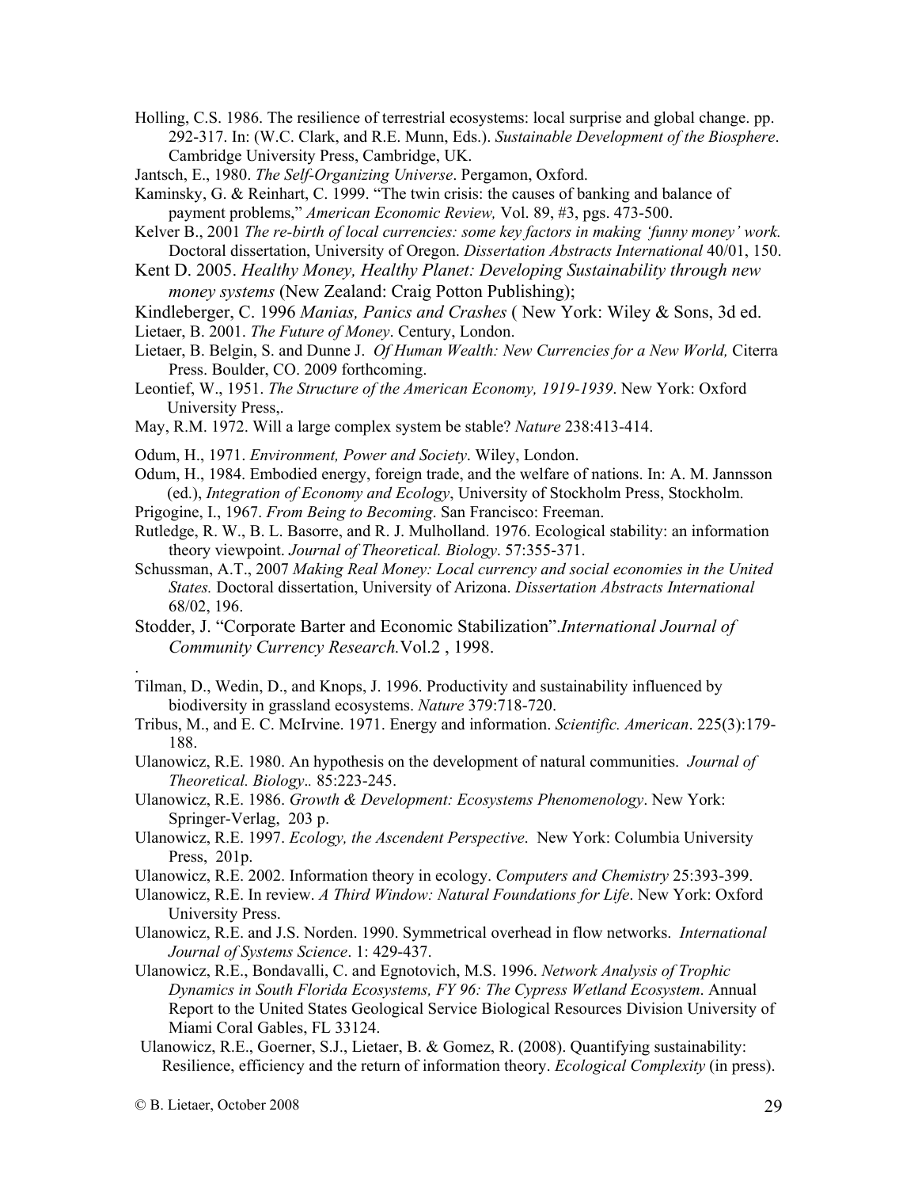Holling, C.S. 1986. The resilience of terrestrial ecosystems: local surprise and global change. pp. 292-317. In: (W.C. Clark, and R.E. Munn, Eds.). *Sustainable Development of the Biosphere*. Cambridge University Press, Cambridge, UK.

Jantsch, E., 1980. *The Self-Organizing Universe*. Pergamon, Oxford.

Kaminsky, G. & Reinhart, C. 1999. "The twin crisis: the causes of banking and balance of payment problems," *American Economic Review,* Vol. 89, #3, pgs. 473-500.

Kelver B., 2001 *The re-birth of local currencies: some key factors in making 'funny money' work.* Doctoral dissertation, University of Oregon. *Dissertation Abstracts International* 40/01, 150.

Kent D. 2005. *Healthy Money, Healthy Planet: Developing Sustainability through new money systems* (New Zealand: Craig Potton Publishing);

Kindleberger, C. 1996 *Manias, Panics and Crashes* ( New York: Wiley & Sons, 3d ed.

Lietaer, B. 2001. *The Future of Money*. Century, London.

Lietaer, B. Belgin, S. and Dunne J. *Of Human Wealth: New Currencies for a New World,* Citerra Press. Boulder, CO. 2009 forthcoming.

Leontief, W., 1951. *The Structure of the American Economy, 1919-1939*. New York: Oxford University Press,.

May, R.M. 1972. Will a large complex system be stable? *Nature* 238:413-414.

Odum, H., 1971. *Environment, Power and Society*. Wiley, London.

Odum, H., 1984. Embodied energy, foreign trade, and the welfare of nations. In: A. M. Jannsson (ed.), *Integration of Economy and Ecology*, University of Stockholm Press, Stockholm.

Prigogine, I., 1967. *From Being to Becoming*. San Francisco: Freeman.

Rutledge, R. W., B. L. Basorre, and R. J. Mulholland. 1976. Ecological stability: an information theory viewpoint. *Journal of Theoretical. Biology*. 57:355-371.

Schussman, A.T., 2007 *Making Real Money: Local currency and social economies in the United States.* Doctoral dissertation, University of Arizona. *Dissertation Abstracts International* 68/02, 196.

Stodder, J. "Corporate Barter and Economic Stabilization".*International Journal of Community Currency Research.*Vol.2 , 1998.

.

Tilman, D., Wedin, D., and Knops, J. 1996. Productivity and sustainability influenced by biodiversity in grassland ecosystems. *Nature* 379:718-720.

Tribus, M., and E. C. McIrvine. 1971. Energy and information. *Scientific. American*. 225(3):179-188.

Ulanowicz, R.E. 1980. An hypothesis on the development of natural communities. *Journal of Theoretical. Biology..* 85:223-245.

Ulanowicz, R.E. 1986. *Growth & Development: Ecosystems Phenomenology*. New York: Springer-Verlag, 203 p.

Ulanowicz, R.E. 1997. *Ecology, the Ascendent Perspective*. New York: Columbia University Press, 201p.

Ulanowicz, R.E. 2002. Information theory in ecology. *Computers and Chemistry* 25:393-399.

Ulanowicz, R.E. In review. *A Third Window: Natural Foundations for Life*. New York: Oxford University Press.

Ulanowicz, R.E. and J.S. Norden. 1990. Symmetrical overhead in flow networks. *International Journal of Systems Science*. 1: 429-437.

Ulanowicz, R.E., Bondavalli, C. and Egnotovich, M.S. 1996. *Network Analysis of Trophic Dynamics in South Florida Ecosystems, FY 96: The Cypress Wetland Ecosystem*. Annual Report to the United States Geological Service Biological Resources Division University of Miami Coral Gables, FL 33124.

Ulanowicz, R.E., Goerner, S.J., Lietaer, B. & Gomez, R. (2008). Quantifying sustainability: Resilience, efficiency and the return of information theory. *Ecological Complexity* (in press).

© B. Lietaer, October 2008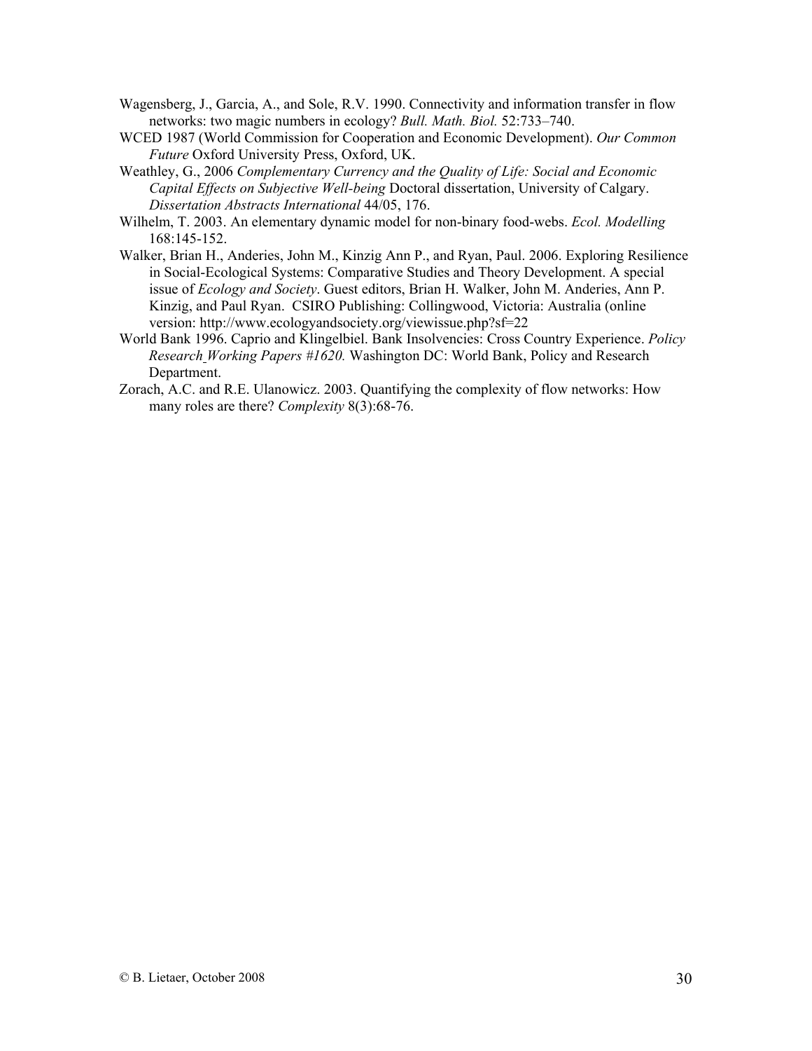Wagensberg, J., Garcia, A., and Sole, R.V. 1990. Connectivity and information transfer in flow networks: two magic numbers in ecology? *Bull. Math. Biol.* 52:733–740.

WCED 1987 (World Commission for Cooperation and Economic Development). *Our Common Future* Oxford University Press, Oxford, UK.

Weathley, G., 2006 *Complementary Currency and the Quality of Life: Social and Economic Capital Effects on Subjective Well-being* Doctoral dissertation, University of Calgary. *Dissertation Abstracts International* 44/05, 176.

Wilhelm, T. 2003. An elementary dynamic model for non-binary food-webs. *Ecol. Modelling* 168:145-152.

Walker, Brian H., Anderies, John M., Kinzig Ann P., and Ryan, Paul. 2006. Exploring Resilience in Social-Ecological Systems: Comparative Studies and Theory Development. A special issue of *Ecology and Society*. Guest editors, Brian H. Walker, John M. Anderies, Ann P. Kinzig, and Paul Ryan. CSIRO Publishing: Collingwood, Victoria: Australia (online version: http://www.ecologyandsociety.org/viewissue.php?sf=22

World Bank 1996. Caprio and Klingelbiel. Bank Insolvencies: Cross Country Experience. *Policy Research Working Papers #1620.* Washington DC: World Bank, Policy and Research Department.

Zorach, A.C. and R.E. Ulanowicz. 2003. Quantifying the complexity of flow networks: How many roles are there? *Complexity* 8(3):68-76.